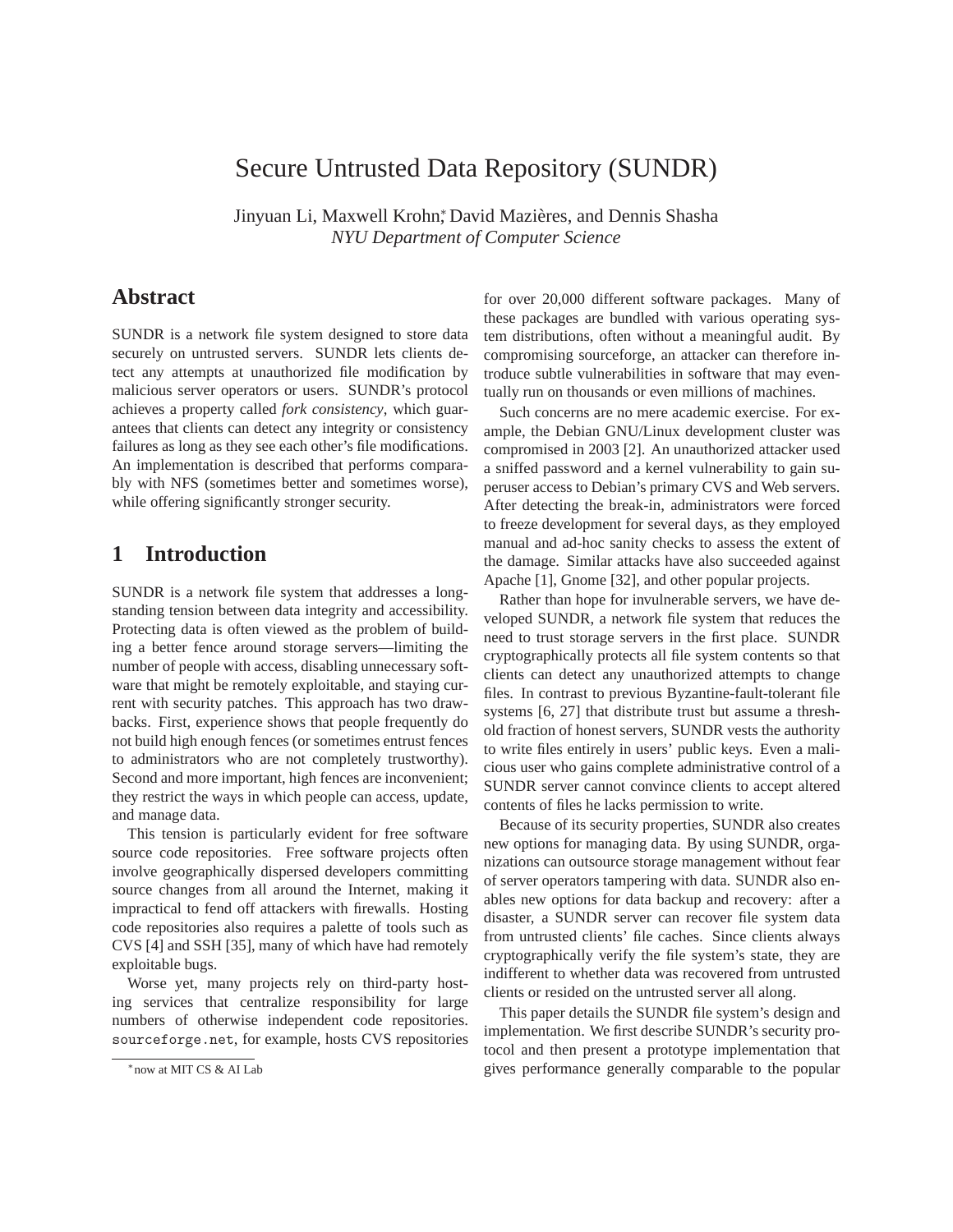# Secure Untrusted Data Repository (SUNDR)

Jinyuan Li, Maxwell Krohn,[*] David Mazières, and Dennis Shasha
*NYU Department of Computer Science*

## Abstract

SUNDR is a network file system designed to store data securely on untrusted servers. SUNDR lets clients detect any attempts at unauthorized file modification by malicious server operators or users. SUNDR's protocol achieves a property called *fork consistency*, which guarantees that clients can detect any integrity or consistency failures as long as they see each other's file modifications. An implementation is described that performs comparably with NFS (sometimes better and sometimes worse), while offering significantly stronger security.

## 1 Introduction

SUNDR is a network file system that addresses a long-standing tension between data integrity and accessibility. Protecting data is often viewed as the problem of building a better fence around storage servers—limiting the number of people with access, disabling unnecessary software that might be remotely exploitable, and staying current with security patches. This approach has two drawbacks. First, experience shows that people frequently do not build high enough fences (or sometimes entrust fences to administrators who are not completely trustworthy). Second and more important, high fences are inconvenient; they restrict the ways in which people can access, update, and manage data.

This tension is particularly evident for free software source code repositories. Free software projects often involve geographically dispersed developers committing source changes from all around the Internet, making it impractical to fend off attackers with firewalls. Hosting code repositories also requires a palette of tools such as CVS [4] and SSH [35], many of which have had remotely exploitable bugs.

Worse yet, many projects rely on third-party hosting services that centralize responsibility for large numbers of otherwise independent code repositories. `sourceforge.net`, for example, hosts CVS repositories for over 20,000 different software packages. Many of these packages are bundled with various operating system distributions, often without a meaningful audit. By compromising sourceforge, an attacker can therefore introduce subtle vulnerabilities in software that may eventually run on thousands or even millions of machines.

Such concerns are no mere academic exercise. For example, the Debian GNU/Linux development cluster was compromised in 2003 [2]. An unauthorized attacker used a sniffed password and a kernel vulnerability to gain superuser access to Debian's primary CVS and Web servers. After detecting the break-in, administrators were forced to freeze development for several days, as they employed manual and ad-hoc sanity checks to assess the extent of the damage. Similar attacks have also succeeded against Apache [1], Gnome [32], and other popular projects.

Rather than hope for invulnerable servers, we have developed SUNDR, a network file system that reduces the need to trust storage servers in the first place. SUNDR cryptographically protects all file system contents so that clients can detect any unauthorized attempts to change files. In contrast to previous Byzantine-fault-tolerant file systems [6, 27] that distribute trust but assume a threshold fraction of honest servers, SUNDR vests the authority to write files entirely in users' public keys. Even a malicious user who gains complete administrative control of a SUNDR server cannot convince clients to accept altered contents of files he lacks permission to write.

Because of its security properties, SUNDR also creates new options for managing data. By using SUNDR, organizations can outsource storage management without fear of server operators tampering with data. SUNDR also enables new options for data backup and recovery: after a disaster, a SUNDR server can recover file system data from untrusted clients' file caches. Since clients always cryptographically verify the file system's state, they are indifferent to whether data was recovered from untrusted clients or resided on the untrusted server all along.

This paper details the SUNDR file system's design and implementation. We first describe SUNDR's security protocol and then present a prototype implementation that gives performance generally comparable to the popular

[*] now at MIT CS & AI Lab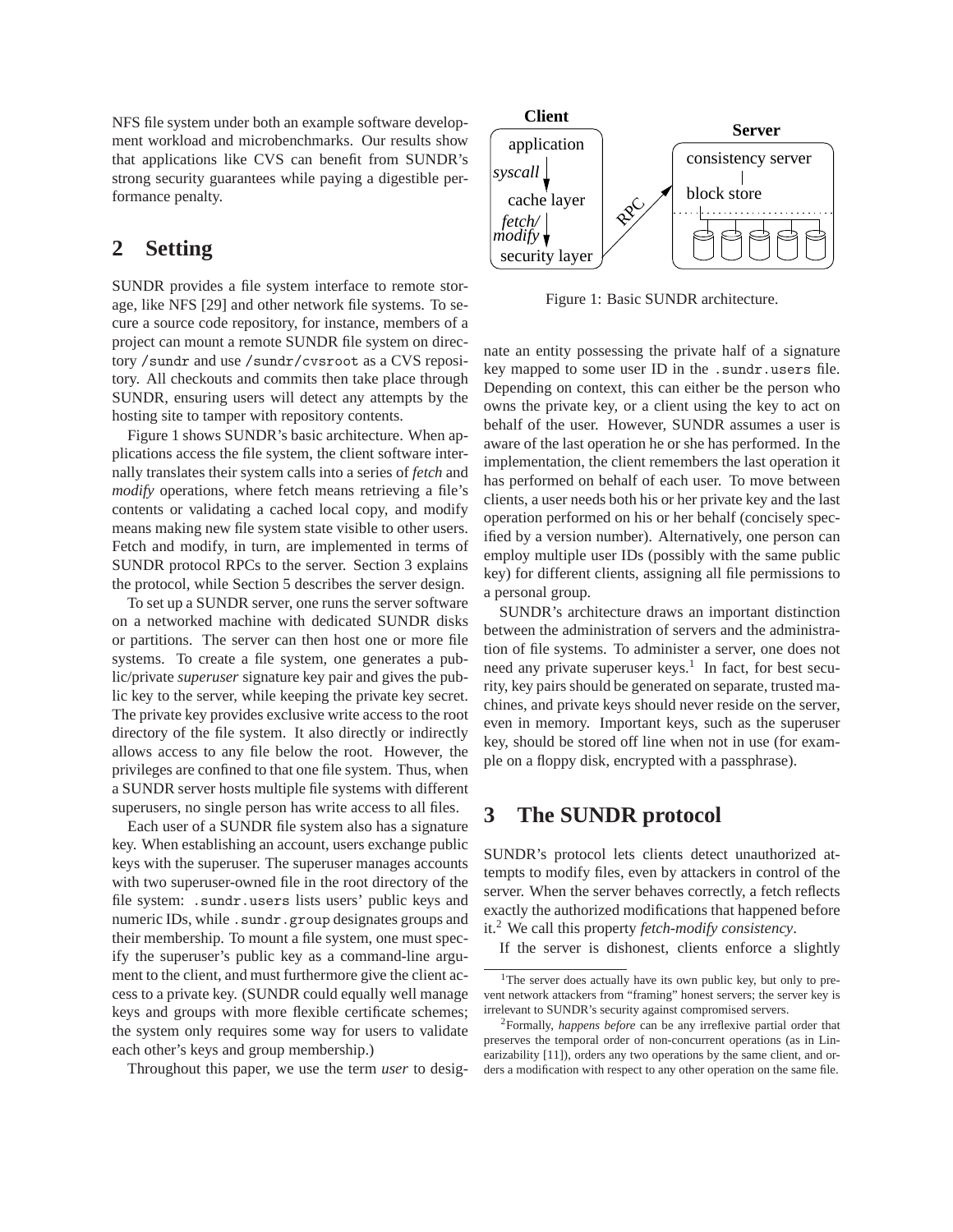NFS file system under both an example software development workload and microbenchmarks. Our results show that applications like CVS can benefit from SUNDR's strong security guarantees while paying a digestible performance penalty.

## 2 Setting

SUNDR provides a file system interface to remote storage, like NFS [29] and other network file systems. To secure a source code repository, for instance, members of a project can mount a remote SUNDR file system on directory `/sundr` and use `/sundr/cvsroot` as a CVS repository. All checkouts and commits then take place through SUNDR, ensuring users will detect any attempts by the hosting site to tamper with repository contents.

Figure 1 shows SUNDR's basic architecture. When applications access the file system, the client software internally translates their system calls into a series of *fetch* and *modify* operations, where fetch means retrieving a file's contents or validating a cached local copy, and modify means making new file system state visible to other users. Fetch and modify, in turn, are implemented in terms of SUNDR protocol RPCs to the server. Section 3 explains the protocol, while Section 5 describes the server design.

To set up a SUNDR server, one runs the server software on a networked machine with dedicated SUNDR disks or partitions. The server can then host one or more file systems. To create a file system, one generates a public/private *superuser* signature key pair and gives the public key to the server, while keeping the private key secret. The private key provides exclusive write access to the root directory of the file system. It also directly or indirectly allows access to any file below the root. However, the privileges are confined to that one file system. Thus, when a SUNDR server hosts multiple file systems with different superusers, no single person has write access to all files.

Each user of a SUNDR file system also has a signature key. When establishing an account, users exchange public keys with the superuser. The superuser manages accounts with two superuser-owned file in the root directory of the file system: `.sundr.users` lists users' public keys and numeric IDs, while `.sundr.group` designates groups and their membership. To mount a file system, one must specify the superuser's public key as a command-line argument to the client, and must furthermore give the client access to a private key. (SUNDR could equally well manage keys and groups with more flexible certificate schemes; the system only requires some way for users to validate each other's keys and group membership.)

Throughout this paper, we use the term *user* to designate an entity possessing the private half of a signature key mapped to some user ID in the `.sundr.users` file. Depending on context, this can either be the person who owns the private key, or a client using the key to act on behalf of the user. However, SUNDR assumes a user is aware of the last operation he or she has performed. In the implementation, the client remembers the last operation it has performed on behalf of each user. To move between clients, a user needs both his or her private key and the last operation performed on his or her behalf (concisely specified by a version number). Alternatively, one person can employ multiple user IDs (possibly with the same public key) for different clients, assigning all file permissions to a personal group.

Figure 1: Basic SUNDR architecture.

SUNDR's architecture draws an important distinction between the administration of servers and the administration of file systems. To administer a server, one does not need any private superuser keys.[1] In fact, for best security, key pairs should be generated on separate, trusted machines, and private keys should never reside on the server, even in memory. Important keys, such as the superuser key, should be stored off line when not in use (for example on a floppy disk, encrypted with a passphrase).

## 3 The SUNDR protocol

SUNDR's protocol lets clients detect unauthorized attempts to modify files, even by attackers in control of the server. When the server behaves correctly, a fetch reflects exactly the authorized modifications that happened before it.[2] We call this property *fetch-modify consistency*.

If the server is dishonest, clients enforce a slightly

[1] The server does actually have its own public key, but only to prevent network attackers from "framing" honest servers; the server key is irrelevant to SUNDR's security against compromised servers.

[2] Formally, *happens before* can be any irreflexive partial order that preserves the temporal order of non-concurrent operations (as in Linearizability [11]), orders any two operations by the same client, and orders a modification with respect to any other operation on the same file.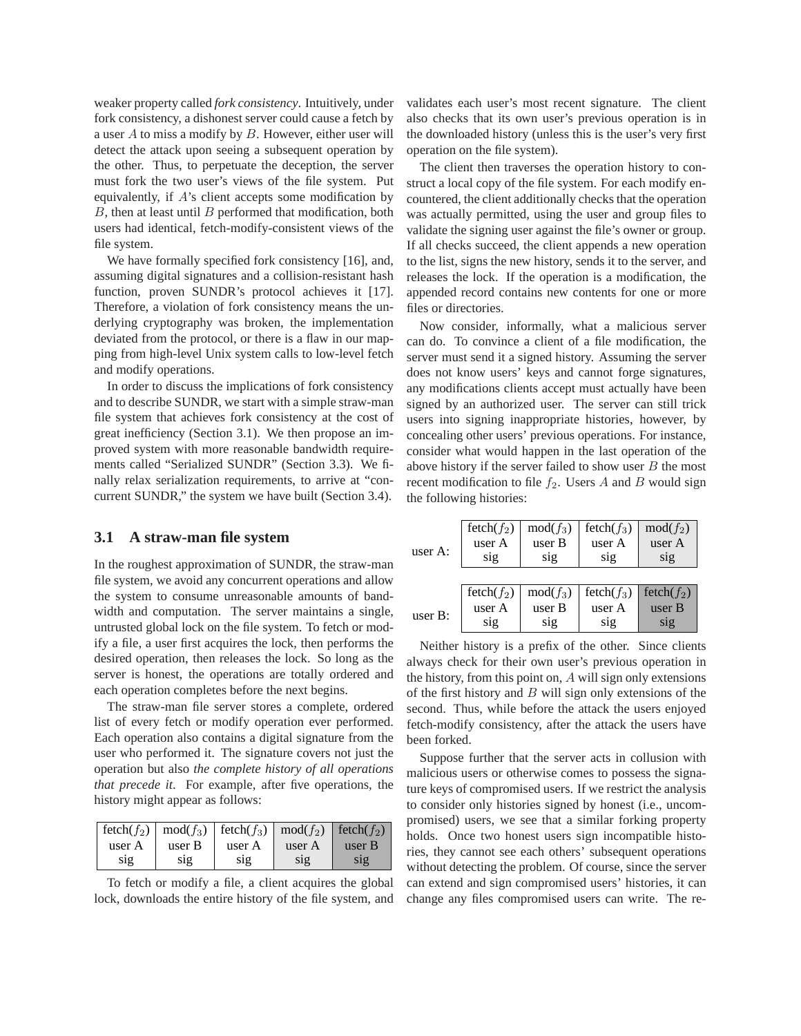weaker property called *fork consistency*. Intuitively, under fork consistency, a dishonest server could cause a fetch by a user $A$ to miss a modify by $B$. However, either user will detect the attack upon seeing a subsequent operation by the other. Thus, to perpetuate the deception, the server must fork the two user's views of the file system. Put equivalently, if $A$'s client accepts some modification by $B$, then at least until $B$ performed that modification, both users had identical, fetch-modify-consistent views of the file system.

We have formally specified fork consistency [16], and, assuming digital signatures and a collision-resistant hash function, proven SUNDR's protocol achieves it [17]. Therefore, a violation of fork consistency means the underlying cryptography was broken, the implementation deviated from the protocol, or there is a flaw in our mapping from high-level Unix system calls to low-level fetch and modify operations.

In order to discuss the implications of fork consistency and to describe SUNDR, we start with a simple straw-man file system that achieves fork consistency at the cost of great inefficiency (Section 3.1). We then propose an improved system with more reasonable bandwidth requirements called "Serialized SUNDR" (Section 3.3). We finally relax serialization requirements, to arrive at "concurrent SUNDR," the system we have built (Section 3.4).

### 3.1 A straw-man file system

In the roughest approximation of SUNDR, the straw-man file system, we avoid any concurrent operations and allow the system to consume unreasonable amounts of bandwidth and computation. The server maintains a single, untrusted global lock on the file system. To fetch or modify a file, a user first acquires the lock, then performs the desired operation, then releases the lock. So long as the server is honest, the operations are totally ordered and each operation completes before the next begins.

The straw-man file server stores a complete, ordered list of every fetch or modify operation ever performed. Each operation also contains a digital signature from the user who performed it. The signature covers not just the operation but also *the complete history of all operations that precede it*. For example, after five operations, the history might appear as follows:

| fetch($f_2$) | mod($f_3$) | fetch($f_3$) | mod($f_2$) | fetch($f_2$) |
|---|---|---|---|---|
| user A | user B | user A | user A | user B |
| sig | sig | sig | sig | sig |

To fetch or modify a file, a client acquires the global lock, downloads the entire history of the file system, and validates each user's most recent signature. The client also checks that its own user's previous operation is in the downloaded history (unless this is the user's very first operation on the file system).

The client then traverses the operation history to construct a local copy of the file system. For each modify encountered, the client additionally checks that the operation was actually permitted, using the user and group files to validate the signing user against the file's owner or group. If all checks succeed, the client appends a new operation to the list, signs the new history, sends it to the server, and releases the lock. If the operation is a modification, the appended record contains new contents for one or more files or directories.

Now consider, informally, what a malicious server can do. To convince a client of a file modification, the server must send it a signed history. Assuming the server does not know users' keys and cannot forge signatures, any modifications clients accept must actually have been signed by an authorized user. The server can still trick users into signing inappropriate histories, however, by concealing other users' previous operations. For instance, consider what would happen in the last operation of the above history if the server failed to show user $B$ the most recent modification to file $f_2$. Users $A$ and $B$ would sign the following histories:

| | | | | |
|---|---|---|---|---|
| user A: | fetch($f_2$) user A sig | mod($f_3$) user B sig | fetch($f_3$) user A sig | mod($f_2$) user A sig |
| user B: | fetch($f_2$) user A sig | mod($f_3$) user B sig | fetch($f_3$) user A sig | fetch($f_2$) user B sig |

Neither history is a prefix of the other. Since clients always check for their own user's previous operation in the history, from this point on, $A$ will sign only extensions of the first history and $B$ will sign only extensions of the second. Thus, while before the attack the users enjoyed fetch-modify consistency, after the attack the users have been forked.

Suppose further that the server acts in collusion with malicious users or otherwise comes to possess the signature keys of compromised users. If we restrict the analysis to consider only histories signed by honest (i.e., uncompromised) users, we see that a similar forking property holds. Once two honest users sign incompatible histories, they cannot see each others' subsequent operations without detecting the problem. Of course, since the server can extend and sign compromised users' histories, it can change any files compromised users can write. The re-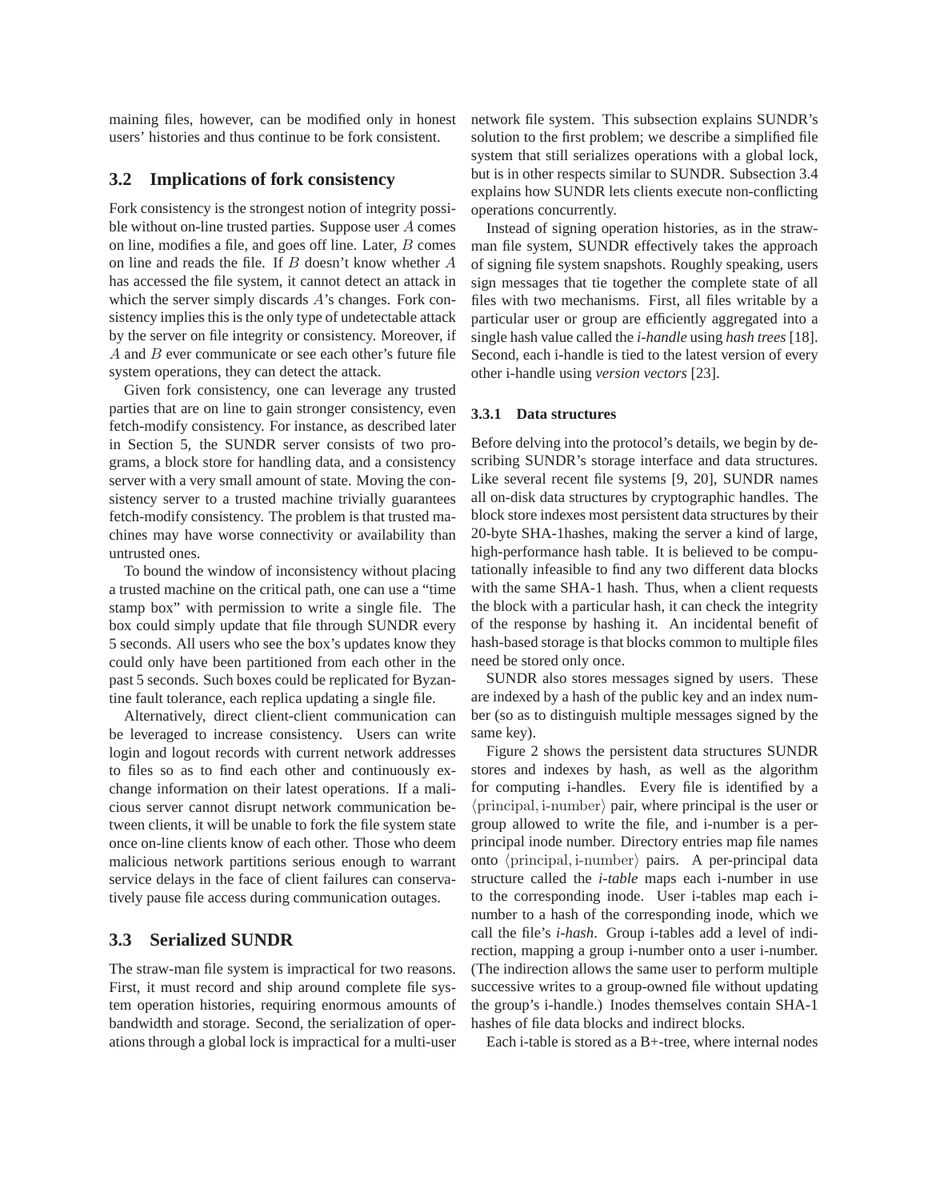maining files, however, can be modified only in honest users' histories and thus continue to be fork consistent.

## 3.2 Implications of fork consistency

Fork consistency is the strongest notion of integrity possible without on-line trusted parties. Suppose user $A$ comes on line, modifies a file, and goes off line. Later, $B$ comes on line and reads the file. If $B$ doesn't know whether $A$ has accessed the file system, it cannot detect an attack in which the server simply discards $A$'s changes. Fork consistency implies this is the only type of undetectable attack by the server on file integrity or consistency. Moreover, if $A$ and $B$ ever communicate or see each other's future file system operations, they can detect the attack.

Given fork consistency, one can leverage any trusted parties that are on line to gain stronger consistency, even fetch-modify consistency. For instance, as described later in Section 5, the SUNDR server consists of two programs, a block store for handling data, and a consistency server with a very small amount of state. Moving the consistency server to a trusted machine trivially guarantees fetch-modify consistency. The problem is that trusted machines may have worse connectivity or availability than untrusted ones.

To bound the window of inconsistency without placing a trusted machine on the critical path, one can use a "time stamp box" with permission to write a single file. The box could simply update that file through SUNDR every 5 seconds. All users who see the box's updates know they could only have been partitioned from each other in the past 5 seconds. Such boxes could be replicated for Byzantine fault tolerance, each replica updating a single file.

Alternatively, direct client-client communication can be leveraged to increase consistency. Users can write login and logout records with current network addresses to files so as to find each other and continuously exchange information on their latest operations. If a malicious server cannot disrupt network communication between clients, it will be unable to fork the file system state once on-line clients know of each other. Those who deem malicious network partitions serious enough to warrant service delays in the face of client failures can conservatively pause file access during communication outages.

## 3.3 Serialized SUNDR

The straw-man file system is impractical for two reasons. First, it must record and ship around complete file system operation histories, requiring enormous amounts of bandwidth and storage. Second, the serialization of operations through a global lock is impractical for a multi-user network file system. This subsection explains SUNDR's solution to the first problem; we describe a simplified file system that still serializes operations with a global lock, but is in other respects similar to SUNDR. Subsection 3.4 explains how SUNDR lets clients execute non-conflicting operations concurrently.

Instead of signing operation histories, as in the straw-man file system, SUNDR effectively takes the approach of signing file system snapshots. Roughly speaking, users sign messages that tie together the complete state of all files with two mechanisms. First, all files writable by a particular user or group are efficiently aggregated into a single hash value called the *i-handle* using *hash trees* [18]. Second, each i-handle is tied to the latest version of every other i-handle using *version vectors* [23].

### 3.3.1 Data structures

Before delving into the protocol's details, we begin by describing SUNDR's storage interface and data structures. Like several recent file systems [9, 20], SUNDR names all on-disk data structures by cryptographic handles. The block store indexes most persistent data structures by their 20-byte SHA-1hashes, making the server a kind of large, high-performance hash table. It is believed to be computationally infeasible to find any two different data blocks with the same SHA-1 hash. Thus, when a client requests the block with a particular hash, it can check the integrity of the response by hashing it. An incidental benefit of hash-based storage is that blocks common to multiple files need be stored only once.

SUNDR also stores messages signed by users. These are indexed by a hash of the public key and an index number (so as to distinguish multiple messages signed by the same key).

Figure 2 shows the persistent data structures SUNDR stores and indexes by hash, as well as the algorithm for computing i-handles. Every file is identified by a $\langle \text{principal}, \text{i-number} \rangle$ pair, where principal is the user or group allowed to write the file, and i-number is a per-principal inode number. Directory entries map file names onto $\langle \text{principal}, \text{i-number} \rangle$ pairs. A per-principal data structure called the *i-table* maps each i-number in use to the corresponding inode. User i-tables map each i-number to a hash of the corresponding inode, which we call the file's *i-hash*. Group i-tables add a level of indirection, mapping a group i-number onto a user i-number. (The indirection allows the same user to perform multiple successive writes to a group-owned file without updating the group's i-handle.) Inodes themselves contain SHA-1 hashes of file data blocks and indirect blocks.

Each i-table is stored as a B+-tree, where internal nodes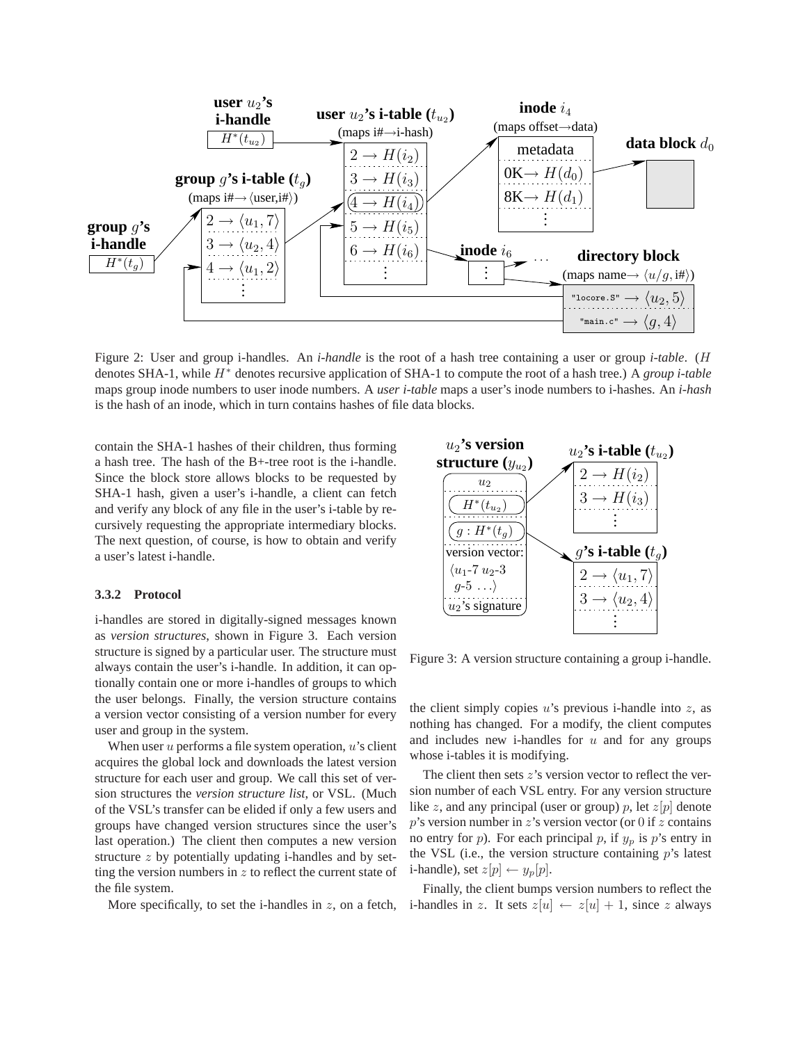Figure 2: User and group i-handles. An *i-handle* is the root of a hash tree containing a user or group *i-table*. ($H$ denotes SHA-1, while $H^*$ denotes recursive application of SHA-1 to compute the root of a hash tree.) A *group i-table* maps group inode numbers to user inode numbers. A *user i-table* maps a user's inode numbers to i-hashes. An *i-hash* is the hash of an inode, which in turn contains hashes of file data blocks.

contain the SHA-1 hashes of their children, thus forming a hash tree. The hash of the B+-tree root is the i-handle. Since the block store allows blocks to be requested by SHA-1 hash, given a user's i-handle, a client can fetch and verify any block of any file in the user's i-table by recursively requesting the appropriate intermediary blocks. The next question, of course, is how to obtain and verify a user's latest i-handle.

#### 3.3.2 Protocol

i-handles are stored in digitally-signed messages known as *version structures*, shown in Figure 3. Each version structure is signed by a particular user. The structure must always contain the user's i-handle. In addition, it can optionally contain one or more i-handles of groups to which the user belongs. Finally, the version structure contains a version vector consisting of a version number for every user and group in the system.

When user $u$ performs a file system operation, $u$'s client acquires the global lock and downloads the latest version structure for each user and group. We call this set of version structures the *version structure list*, or VSL. (Much of the VSL's transfer can be elided if only a few users and groups have changed version structures since the user's last operation.) The client then computes a new version structure $z$ by potentially updating i-handles and by setting the version numbers in $z$ to reflect the current state of the file system.

More specifically, to set the i-handles in $z$, on a fetch, the client simply copies $u$'s previous i-handle into $z$, as nothing has changed. For a modify, the client computes and includes new i-handles for $u$ and for any groups whose i-tables it is modifying.

Figure 3: A version structure containing a group i-handle.

The client then sets $z$'s version vector to reflect the version number of each VSL entry. For any version structure like $z$, and any principal (user or group) $p$, let $z[p]$ denote $p$'s version number in $z$'s version vector (or 0 if $z$ contains no entry for $p$). For each principal $p$, if $y_p$ is $p$'s entry in the VSL (i.e., the version structure containing $p$'s latest i-handle), set $z[p] \leftarrow y_p[p]$.

Finally, the client bumps version numbers to reflect the i-handles in $z$. It sets $z[u] \leftarrow z[u] + 1$, since $z$ always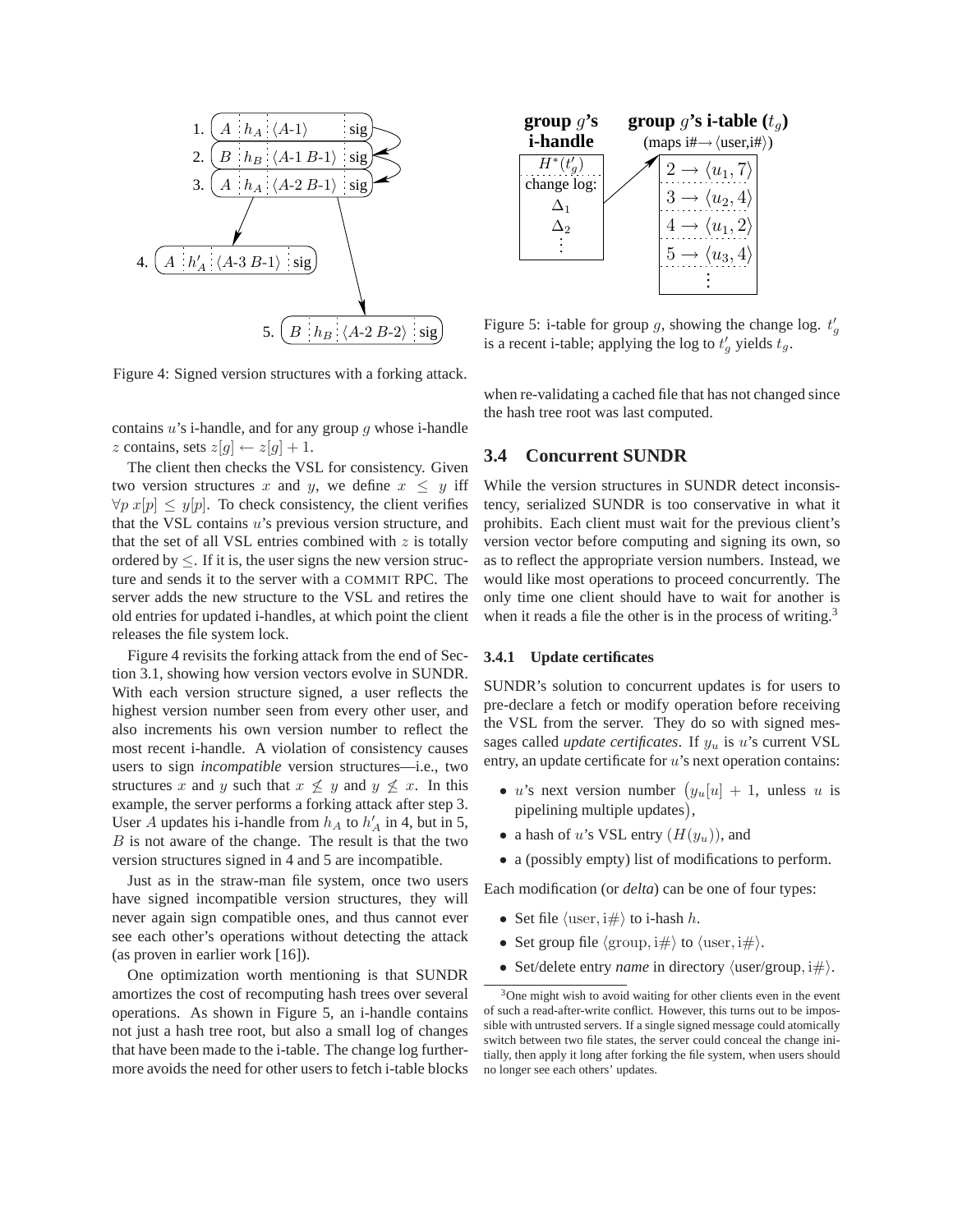1. $A$ | $h_A$ | $\langle A\text{-}1 \rangle$ | sig

2. $B$ | $h_B$ | $\langle A\text{-}1\ B\text{-}1 \rangle$ | sig

3. $A$ | $h_A$ | $\langle A\text{-}2\ B\text{-}1 \rangle$ | sig

4. $A$ | $h'_A$ | $\langle A\text{-}3\ B\text{-}1 \rangle$ | sig

5. $B$ | $h_B$ | $\langle A\text{-}2\ B\text{-}2 \rangle$ | sig

Figure 4: Signed version structures with a forking attack.

contains $u$'s i-handle, and for any group $g$ whose i-handle $z$ contains, sets $z[g] \leftarrow z[g] + 1$.

The client then checks the VSL for consistency. Given two version structures $x$ and $y$, we define $x \leq y$ iff $\forall p\ x[p] \leq y[p]$. To check consistency, the client verifies that the VSL contains $u$'s previous version structure, and that the set of all VSL entries combined with $z$ is totally ordered by $\leq$. If it is, the user signs the new version structure and sends it to the server with a COMMIT RPC. The server adds the new structure to the VSL and retires the old entries for updated i-handles, at which point the client releases the file system lock.

Figure 4 revisits the forking attack from the end of Section 3.1, showing how version vectors evolve in SUNDR. With each version structure signed, a user reflects the highest version number seen from every other user, and also increments his own version number to reflect the most recent i-handle. A violation of consistency causes users to sign *incompatible* version structures—i.e., two structures $x$ and $y$ such that $x \not\leq y$ and $y \not\leq x$. In this example, the server performs a forking attack after step 3. User $A$ updates his i-handle from $h_A$ to $h'_A$ in 4, but in 5, $B$ is not aware of the change. The result is that the two version structures signed in 4 and 5 are incompatible.

Just as in the straw-man file system, once two users have signed incompatible version structures, they will never again sign compatible ones, and thus cannot ever see each other's operations without detecting the attack (as proven in earlier work [16]).

One optimization worth mentioning is that SUNDR amortizes the cost of recomputing hash trees over several operations. As shown in Figure 5, an i-handle contains not just a hash tree root, but also a small log of changes that have been made to the i-table. The change log furthermore avoids the need for other users to fetch i-table blocks

**group $g$'s i-handle**: $H^*(t'_g)$; change log: $\Delta_1$, $\Delta_2$, ⋮

**group $g$'s i-table ($t_g$)** (maps i# → ⟨user,i#⟩): $2 \rightarrow \langle u_1, 7 \rangle$, $3 \rightarrow \langle u_2, 4 \rangle$, $4 \rightarrow \langle u_1, 2 \rangle$, $5 \rightarrow \langle u_3, 4 \rangle$, ⋮

Figure 5: i-table for group $g$, showing the change log. $t'_g$ is a recent i-table; applying the log to $t'_g$ yields $t_g$.

when re-validating a cached file that has not changed since the hash tree root was last computed.

## 3.4 Concurrent SUNDR

While the version structures in SUNDR detect inconsistency, serialized SUNDR is too conservative in what it prohibits. Each client must wait for the previous client's version vector before computing and signing its own, so as to reflect the appropriate version numbers. Instead, we would like most operations to proceed concurrently. The only time one client should have to wait for another is when it reads a file the other is in the process of writing.[3]

### 3.4.1 Update certificates

SUNDR's solution to concurrent updates is for users to pre-declare a fetch or modify operation before receiving the VSL from the server. They do so with signed messages called *update certificates*. If $y_u$ is $u$'s current VSL entry, an update certificate for $u$'s next operation contains:

- $u$'s next version number $\big(y_u[u] + 1$, unless $u$ is pipelining multiple updates$\big)$,
- a hash of $u$'s VSL entry ($H(y_u)$), and
- a (possibly empty) list of modifications to perform.

Each modification (or *delta*) can be one of four types:

- Set file $\langle \text{user}, \text{i}\# \rangle$ to i-hash $h$.
- Set group file $\langle \text{group}, \text{i}\# \rangle$ to $\langle \text{user}, \text{i}\# \rangle$.
- Set/delete entry *name* in directory ⟨user/group, i#⟩.

[3] One might wish to avoid waiting for other clients even in the event of such a read-after-write conflict. However, this turns out to be impossible with untrusted servers. If a single signed message could atomically switch between two file states, the server could conceal the change initially, then apply it long after forking the file system, when users should no longer see each others' updates.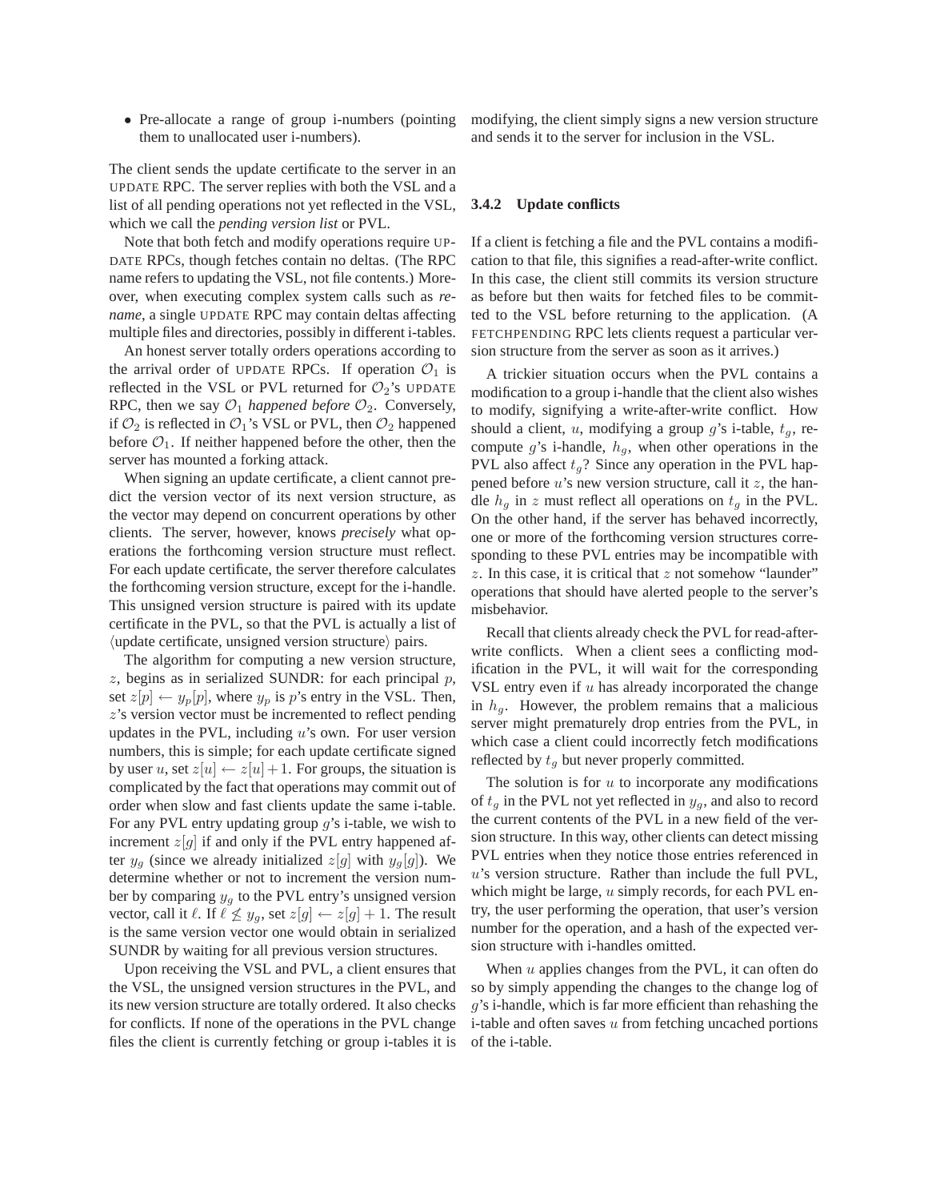- Pre-allocate a range of group i-numbers (pointing them to unallocated user i-numbers).

The client sends the update certificate to the server in an UPDATE RPC. The server replies with both the VSL and a list of all pending operations not yet reflected in the VSL, which we call the *pending version list* or PVL.

Note that both fetch and modify operations require UPDATE RPCs, though fetches contain no deltas. (The RPC name refers to updating the VSL, not file contents.) Moreover, when executing complex system calls such as *rename*, a single UPDATE RPC may contain deltas affecting multiple files and directories, possibly in different i-tables.

An honest server totally orders operations according to the arrival order of UPDATE RPCs. If operation $\mathcal{O}_1$ is reflected in the VSL or PVL returned for $\mathcal{O}_2$'s UPDATE RPC, then we say $\mathcal{O}_1$ *happened before* $\mathcal{O}_2$. Conversely, if $\mathcal{O}_2$ is reflected in $\mathcal{O}_1$'s VSL or PVL, then $\mathcal{O}_2$ happened before $\mathcal{O}_1$. If neither happened before the other, then the server has mounted a forking attack.

When signing an update certificate, a client cannot predict the version vector of its next version structure, as the vector may depend on concurrent operations by other clients. The server, however, knows *precisely* what operations the forthcoming version structure must reflect. For each update certificate, the server therefore calculates the forthcoming version structure, except for the i-handle. This unsigned version structure is paired with its update certificate in the PVL, so that the PVL is actually a list of $\langle$update certificate, unsigned version structure$\rangle$ pairs.

The algorithm for computing a new version structure, $z$, begins as in serialized SUNDR: for each principal $p$, set $z[p] \leftarrow y_p[p]$, where $y_p$ is $p$'s entry in the VSL. Then, $z$'s version vector must be incremented to reflect pending updates in the PVL, including $u$'s own. For user version numbers, this is simple; for each update certificate signed by user $u$, set $z[u] \leftarrow z[u]+1$. For groups, the situation is complicated by the fact that operations may commit out of order when slow and fast clients update the same i-table. For any PVL entry updating group $g$'s i-table, we wish to increment $z[g]$ if and only if the PVL entry happened after $y_g$ (since we already initialized $z[g]$ with $y_g[g]$). We determine whether or not to increment the version number by comparing $y_g$ to the PVL entry's unsigned version vector, call it $\ell$. If $\ell \not\leq y_g$, set $z[g] \leftarrow z[g]+1$. The result is the same version vector one would obtain in serialized SUNDR by waiting for all previous version structures.

Upon receiving the VSL and PVL, a client ensures that the VSL, the unsigned version structures in the PVL, and its new version structure are totally ordered. It also checks for conflicts. If none of the operations in the PVL change files the client is currently fetching or group i-tables it is modifying, the client simply signs a new version structure and sends it to the server for inclusion in the VSL.

### 3.4.2 Update conflicts

If a client is fetching a file and the PVL contains a modification to that file, this signifies a read-after-write conflict. In this case, the client still commits its version structure as before but then waits for fetched files to be committed to the VSL before returning to the application. (A FETCHPENDING RPC lets clients request a particular version structure from the server as soon as it arrives.)

A trickier situation occurs when the PVL contains a modification to a group i-handle that the client also wishes to modify, signifying a write-after-write conflict. How should a client, $u$, modifying a group $g$'s i-table, $t_g$, recompute $g$'s i-handle, $h_g$, when other operations in the PVL also affect $t_g$? Since any operation in the PVL happened before $u$'s new version structure, call it $z$, the handle $h_g$ in $z$ must reflect all operations on $t_g$ in the PVL. On the other hand, if the server has behaved incorrectly, one or more of the forthcoming version structures corresponding to these PVL entries may be incompatible with $z$. In this case, it is critical that $z$ not somehow "launder" operations that should have alerted people to the server's misbehavior.

Recall that clients already check the PVL for read-after-write conflicts. When a client sees a conflicting modification in the PVL, it will wait for the corresponding VSL entry even if $u$ has already incorporated the change in $h_g$. However, the problem remains that a malicious server might prematurely drop entries from the PVL, in which case a client could incorrectly fetch modifications reflected by $t_g$ but never properly committed.

The solution is for $u$ to incorporate any modifications of $t_g$ in the PVL not yet reflected in $y_g$, and also to record the current contents of the PVL in a new field of the version structure. In this way, other clients can detect missing PVL entries when they notice those entries referenced in $u$'s version structure. Rather than include the full PVL, which might be large, $u$ simply records, for each PVL entry, the user performing the operation, that user's version number for the operation, and a hash of the expected version structure with i-handles omitted.

When $u$ applies changes from the PVL, it can often do so by simply appending the changes to the change log of $g$'s i-handle, which is far more efficient than rehashing the i-table and often saves $u$ from fetching uncached portions of the i-table.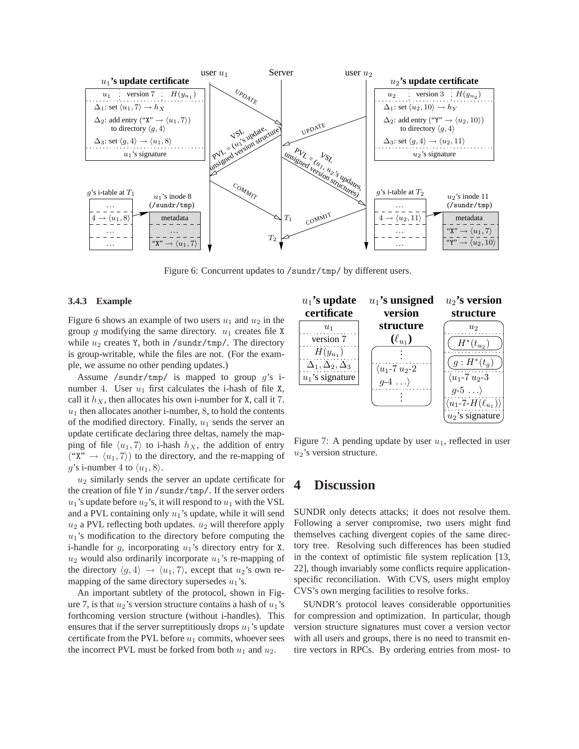Figure 6: Concurrent updates to /sundr/tmp/ by different users.

### 3.4.3 Example

Figure 6 shows an example of two users $u_1$ and $u_2$ in the group $g$ modifying the same directory. $u_1$ creates file X while $u_2$ creates Y, both in /sundr/tmp/. The directory is group-writable, while the files are not. (For the example, we assume no other pending updates.)

Assume /sundr/tmp/ is mapped to group $g$'s i-number 4. User $u_1$ first calculates the i-hash of file X, call it $h_X$, then allocates his own i-number for X, call it 7. $u_1$ then allocates another i-number, 8, to hold the contents of the modified directory. Finally, $u_1$ sends the server an update certificate declaring three deltas, namely the mapping of file $\langle u_1, 7\rangle$ to i-hash $h_X$, the addition of entry ("X" $\rightarrow \langle u_1, 7\rangle$) to the directory, and the re-mapping of $g$'s i-number 4 to $\langle u_1, 8\rangle$.

$u_2$ similarly sends the server an update certificate for the creation of file Y in /sundr/tmp/. If the server orders $u_1$'s update before $u_2$'s, it will respond to $u_1$ with the VSL and a PVL containing only $u_1$'s update, while it will send $u_2$ a PVL reflecting both updates. $u_2$ will therefore apply $u_1$'s modification to the directory before computing the i-handle for $g$, incorporating $u_1$'s directory entry for X. $u_2$ would also ordinarily incorporate $u_1$'s re-mapping of the directory $\langle g, 4\rangle \rightarrow \langle u_1, 7\rangle$, except that $u_2$'s own re-mapping of the same directory supersedes $u_1$'s.

An important subtlety of the protocol, shown in Figure 7, is that $u_2$'s version structure contains a hash of $u_1$'s forthcoming version structure (without i-handles). This ensures that if the server surreptitiously drops $u_1$'s update certificate from the PVL before $u_1$ commits, whoever sees the incorrect PVL must be forked from both $u_1$ and $u_2$.

Figure 7: A pending update by user $u_1$, reflected in user $u_2$'s version structure.

# 4 Discussion

SUNDR only detects attacks; it does not resolve them. Following a server compromise, two users might find themselves caching divergent copies of the same directory tree. Resolving such differences has been studied in the context of optimistic file system replication [13, 22], though invariably some conflicts require application-specific reconciliation. With CVS, users might employ CVS's own merging facilities to resolve forks.

SUNDR's protocol leaves considerable opportunities for compression and optimization. In particular, though version structure signatures must cover a version vector with all users and groups, there is no need to transmit entire vectors in RPCs. By ordering entries from most- to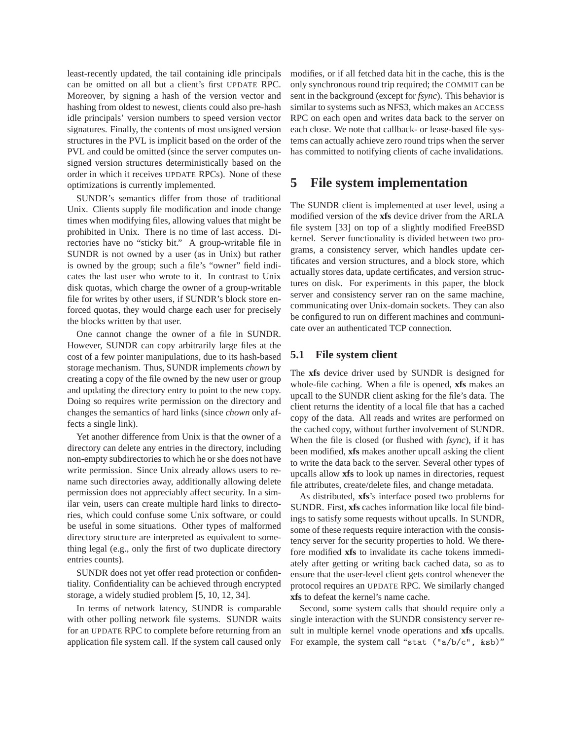least-recently updated, the tail containing idle principals can be omitted on all but a client's first UPDATE RPC. Moreover, by signing a hash of the version vector and hashing from oldest to newest, clients could also pre-hash idle principals' version numbers to speed version vector signatures. Finally, the contents of most unsigned version structures in the PVL is implicit based on the order of the PVL and could be omitted (since the server computes unsigned version structures deterministically based on the order in which it receives UPDATE RPCs). None of these optimizations is currently implemented.

SUNDR's semantics differ from those of traditional Unix. Clients supply file modification and inode change times when modifying files, allowing values that might be prohibited in Unix. There is no time of last access. Directories have no "sticky bit." A group-writable file in SUNDR is not owned by a user (as in Unix) but rather is owned by the group; such a file's "owner" field indicates the last user who wrote to it. In contrast to Unix disk quotas, which charge the owner of a group-writable file for writes by other users, if SUNDR's block store enforced quotas, they would charge each user for precisely the blocks written by that user.

One cannot change the owner of a file in SUNDR. However, SUNDR can copy arbitrarily large files at the cost of a few pointer manipulations, due to its hash-based storage mechanism. Thus, SUNDR implements *chown* by creating a copy of the file owned by the new user or group and updating the directory entry to point to the new copy. Doing so requires write permission on the directory and changes the semantics of hard links (since *chown* only affects a single link).

Yet another difference from Unix is that the owner of a directory can delete any entries in the directory, including non-empty subdirectories to which he or she does not have write permission. Since Unix already allows users to rename such directories away, additionally allowing delete permission does not appreciably affect security. In a similar vein, users can create multiple hard links to directories, which could confuse some Unix software, or could be useful in some situations. Other types of malformed directory structure are interpreted as equivalent to something legal (e.g., only the first of two duplicate directory entries counts).

SUNDR does not yet offer read protection or confidentiality. Confidentiality can be achieved through encrypted storage, a widely studied problem [5, 10, 12, 34].

In terms of network latency, SUNDR is comparable with other polling network file systems. SUNDR waits for an UPDATE RPC to complete before returning from an application file system call. If the system call caused only modifies, or if all fetched data hit in the cache, this is the only synchronous round trip required; the COMMIT can be sent in the background (except for *fsync*). This behavior is similar to systems such as NFS3, which makes an ACCESS RPC on each open and writes data back to the server on each close. We note that callback- or lease-based file systems can actually achieve zero round trips when the server has committed to notifying clients of cache invalidations.

# 5 File system implementation

The SUNDR client is implemented at user level, using a modified version of the **xfs** device driver from the ARLA file system [33] on top of a slightly modified FreeBSD kernel. Server functionality is divided between two programs, a consistency server, which handles update certificates and version structures, and a block store, which actually stores data, update certificates, and version structures on disk. For experiments in this paper, the block server and consistency server ran on the same machine, communicating over Unix-domain sockets. They can also be configured to run on different machines and communicate over an authenticated TCP connection.

## 5.1 File system client

The **xfs** device driver used by SUNDR is designed for whole-file caching. When a file is opened, **xfs** makes an upcall to the SUNDR client asking for the file's data. The client returns the identity of a local file that has a cached copy of the data. All reads and writes are performed on the cached copy, without further involvement of SUNDR. When the file is closed (or flushed with *fsync*), if it has been modified, **xfs** makes another upcall asking the client to write the data back to the server. Several other types of upcalls allow **xfs** to look up names in directories, request file attributes, create/delete files, and change metadata.

As distributed, **xfs**'s interface posed two problems for SUNDR. First, **xfs** caches information like local file bindings to satisfy some requests without upcalls. In SUNDR, some of these requests require interaction with the consistency server for the security properties to hold. We therefore modified **xfs** to invalidate its cache tokens immediately after getting or writing back cached data, so as to ensure that the user-level client gets control whenever the protocol requires an UPDATE RPC. We similarly changed **xfs** to defeat the kernel's name cache.

Second, some system calls that should require only a single interaction with the SUNDR consistency server result in multiple kernel vnode operations and **xfs** upcalls. For example, the system call "`stat ("a/b/c", &sb)`"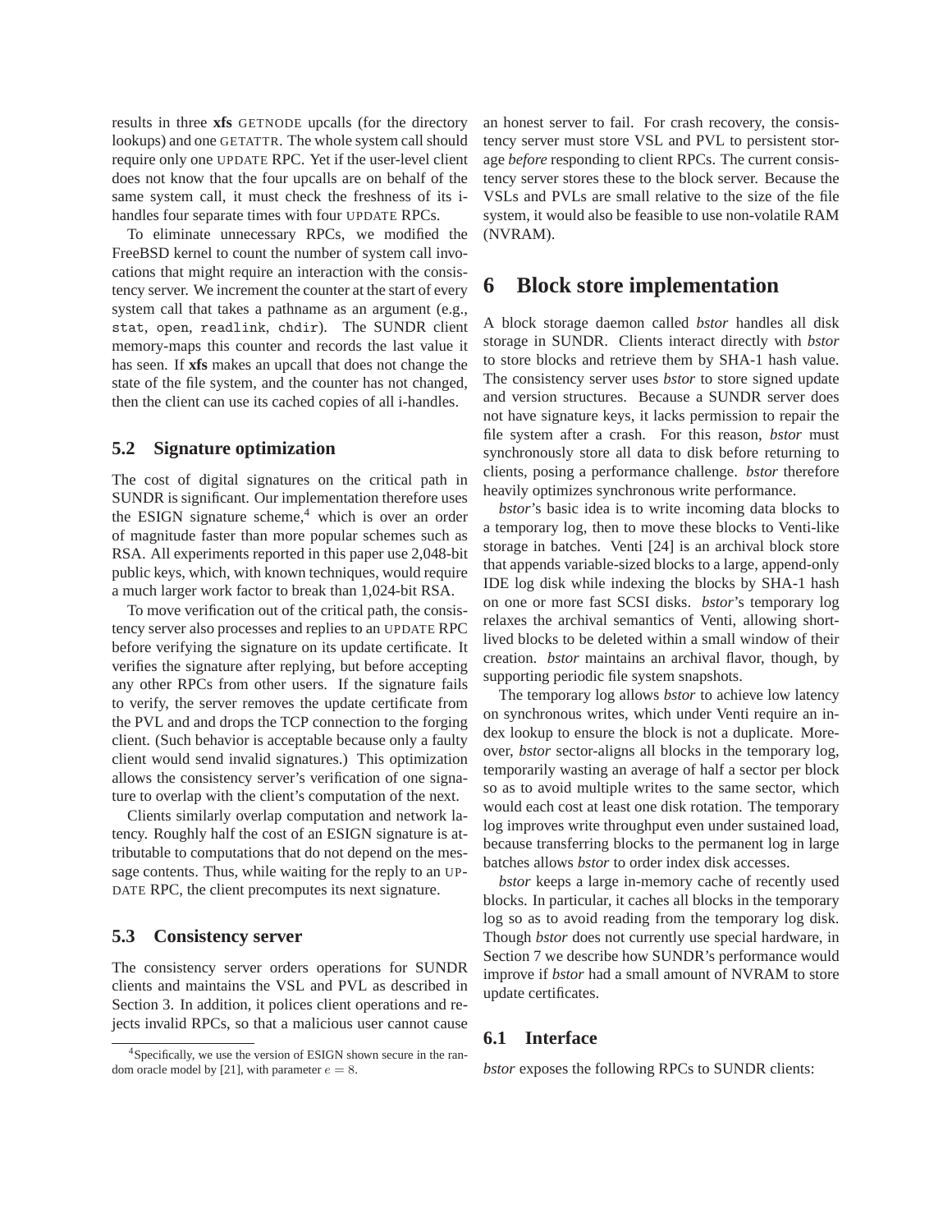results in three **xfs** GETNODE upcalls (for the directory lookups) and one GETATTR. The whole system call should require only one UPDATE RPC. Yet if the user-level client does not know that the four upcalls are on behalf of the same system call, it must check the freshness of its i-handles four separate times with four UPDATE RPCs.

To eliminate unnecessary RPCs, we modified the FreeBSD kernel to count the number of system call invocations that might require an interaction with the consistency server. We increment the counter at the start of every system call that takes a pathname as an argument (e.g., `stat`, `open`, `readlink`, `chdir`). The SUNDR client memory-maps this counter and records the last value it has seen. If **xfs** makes an upcall that does not change the state of the file system, and the counter has not changed, then the client can use its cached copies of all i-handles.

### 5.2 Signature optimization

The cost of digital signatures on the critical path in SUNDR is significant. Our implementation therefore uses the ESIGN signature scheme,[4] which is over an order of magnitude faster than more popular schemes such as RSA. All experiments reported in this paper use 2,048-bit public keys, which, with known techniques, would require a much larger work factor to break than 1,024-bit RSA.

To move verification out of the critical path, the consistency server also processes and replies to an UPDATE RPC before verifying the signature on its update certificate. It verifies the signature after replying, but before accepting any other RPCs from other users. If the signature fails to verify, the server removes the update certificate from the PVL and and drops the TCP connection to the forging client. (Such behavior is acceptable because only a faulty client would send invalid signatures.) This optimization allows the consistency server's verification of one signature to overlap with the client's computation of the next.

Clients similarly overlap computation and network latency. Roughly half the cost of an ESIGN signature is attributable to computations that do not depend on the message contents. Thus, while waiting for the reply to an UPDATE RPC, the client precomputes its next signature.

### 5.3 Consistency server

The consistency server orders operations for SUNDR clients and maintains the VSL and PVL as described in Section 3. In addition, it polices client operations and rejects invalid RPCs, so that a malicious user cannot cause an honest server to fail. For crash recovery, the consistency server must store VSL and PVL to persistent storage *before* responding to client RPCs. The current consistency server stores these to the block server. Because the VSLs and PVLs are small relative to the size of the file system, it would also be feasible to use non-volatile RAM (NVRAM).

[4] Specifically, we use the version of ESIGN shown secure in the random oracle model by [21], with parameter $e = 8$.

## 6 Block store implementation

A block storage daemon called *bstor* handles all disk storage in SUNDR. Clients interact directly with *bstor* to store blocks and retrieve them by SHA-1 hash value. The consistency server uses *bstor* to store signed update and version structures. Because a SUNDR server does not have signature keys, it lacks permission to repair the file system after a crash. For this reason, *bstor* must synchronously store all data to disk before returning to clients, posing a performance challenge. *bstor* therefore heavily optimizes synchronous write performance.

*bstor*'s basic idea is to write incoming data blocks to a temporary log, then to move these blocks to Venti-like storage in batches. Venti [24] is an archival block store that appends variable-sized blocks to a large, append-only IDE log disk while indexing the blocks by SHA-1 hash on one or more fast SCSI disks. *bstor*'s temporary log relaxes the archival semantics of Venti, allowing short-lived blocks to be deleted within a small window of their creation. *bstor* maintains an archival flavor, though, by supporting periodic file system snapshots.

The temporary log allows *bstor* to achieve low latency on synchronous writes, which under Venti require an index lookup to ensure the block is not a duplicate. Moreover, *bstor* sector-aligns all blocks in the temporary log, temporarily wasting an average of half a sector per block so as to avoid multiple writes to the same sector, which would each cost at least one disk rotation. The temporary log improves write throughput even under sustained load, because transferring blocks to the permanent log in large batches allows *bstor* to order index disk accesses.

*bstor* keeps a large in-memory cache of recently used blocks. In particular, it caches all blocks in the temporary log so as to avoid reading from the temporary log disk. Though *bstor* does not currently use special hardware, in Section 7 we describe how SUNDR's performance would improve if *bstor* had a small amount of NVRAM to store update certificates.

### 6.1 Interface

*bstor* exposes the following RPCs to SUNDR clients: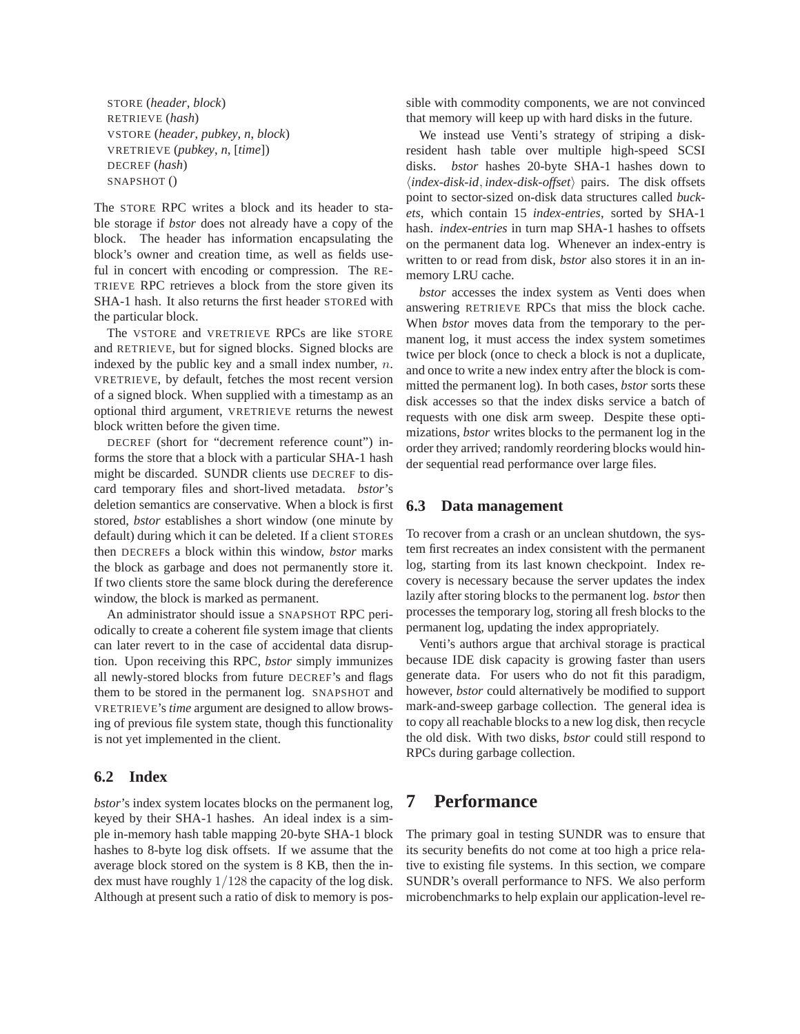STORE (*header*, *block*)
RETRIEVE (*hash*)
VSTORE (*header*, *pubkey*, *n*, *block*)
VRETRIEVE (*pubkey*, *n*, [*time*])
DECREF (*hash*)
SNAPSHOT ()

The STORE RPC writes a block and its header to stable storage if *bstor* does not already have a copy of the block. The header has information encapsulating the block's owner and creation time, as well as fields useful in concert with encoding or compression. The RETRIEVE RPC retrieves a block from the store given its SHA-1 hash. It also returns the first header STOREd with the particular block.

The VSTORE and VRETRIEVE RPCs are like STORE and RETRIEVE, but for signed blocks. Signed blocks are indexed by the public key and a small index number, $n$. VRETRIEVE, by default, fetches the most recent version of a signed block. When supplied with a timestamp as an optional third argument, VRETRIEVE returns the newest block written before the given time.

DECREF (short for "decrement reference count") informs the store that a block with a particular SHA-1 hash might be discarded. SUNDR clients use DECREF to discard temporary files and short-lived metadata. *bstor*'s deletion semantics are conservative. When a block is first stored, *bstor* establishes a short window (one minute by default) during which it can be deleted. If a client STOREs then DECREFs a block within this window, *bstor* marks the block as garbage and does not permanently store it. If two clients store the same block during the dereference window, the block is marked as permanent.

An administrator should issue a SNAPSHOT RPC periodically to create a coherent file system image that clients can later revert to in the case of accidental data disruption. Upon receiving this RPC, *bstor* simply immunizes all newly-stored blocks from future DECREF's and flags them to be stored in the permanent log. SNAPSHOT and VRETRIEVE's *time* argument are designed to allow browsing of previous file system state, though this functionality is not yet implemented in the client.

### 6.2 Index

*bstor*'s index system locates blocks on the permanent log, keyed by their SHA-1 hashes. An ideal index is a simple in-memory hash table mapping 20-byte SHA-1 block hashes to 8-byte log disk offsets. If we assume that the average block stored on the system is 8 KB, then the index must have roughly $1/128$ the capacity of the log disk. Although at present such a ratio of disk to memory is possible with commodity components, we are not convinced that memory will keep up with hard disks in the future.

We instead use Venti's strategy of striping a disk-resident hash table over multiple high-speed SCSI disks. *bstor* hashes 20-byte SHA-1 hashes down to $\langle$*index-disk-id*, *index-disk-offset*$\rangle$ pairs. The disk offsets point to sector-sized on-disk data structures called *buckets*, which contain 15 *index-entries*, sorted by SHA-1 hash. *index-entries* in turn map SHA-1 hashes to offsets on the permanent data log. Whenever an index-entry is written to or read from disk, *bstor* also stores it in an in-memory LRU cache.

*bstor* accesses the index system as Venti does when answering RETRIEVE RPCs that miss the block cache. When *bstor* moves data from the temporary to the permanent log, it must access the index system sometimes twice per block (once to check a block is not a duplicate, and once to write a new index entry after the block is committed the permanent log). In both cases, *bstor* sorts these disk accesses so that the index disks service a batch of requests with one disk arm sweep. Despite these optimizations, *bstor* writes blocks to the permanent log in the order they arrived; randomly reordering blocks would hinder sequential read performance over large files.

### 6.3 Data management

To recover from a crash or an unclean shutdown, the system first recreates an index consistent with the permanent log, starting from its last known checkpoint. Index recovery is necessary because the server updates the index lazily after storing blocks to the permanent log. *bstor* then processes the temporary log, storing all fresh blocks to the permanent log, updating the index appropriately.

Venti's authors argue that archival storage is practical because IDE disk capacity is growing faster than users generate data. For users who do not fit this paradigm, however, *bstor* could alternatively be modified to support mark-and-sweep garbage collection. The general idea is to copy all reachable blocks to a new log disk, then recycle the old disk. With two disks, *bstor* could still respond to RPCs during garbage collection.

## 7 Performance

The primary goal in testing SUNDR was to ensure that its security benefits do not come at too high a price relative to existing file systems. In this section, we compare SUNDR's overall performance to NFS. We also perform microbenchmarks to help explain our application-level re-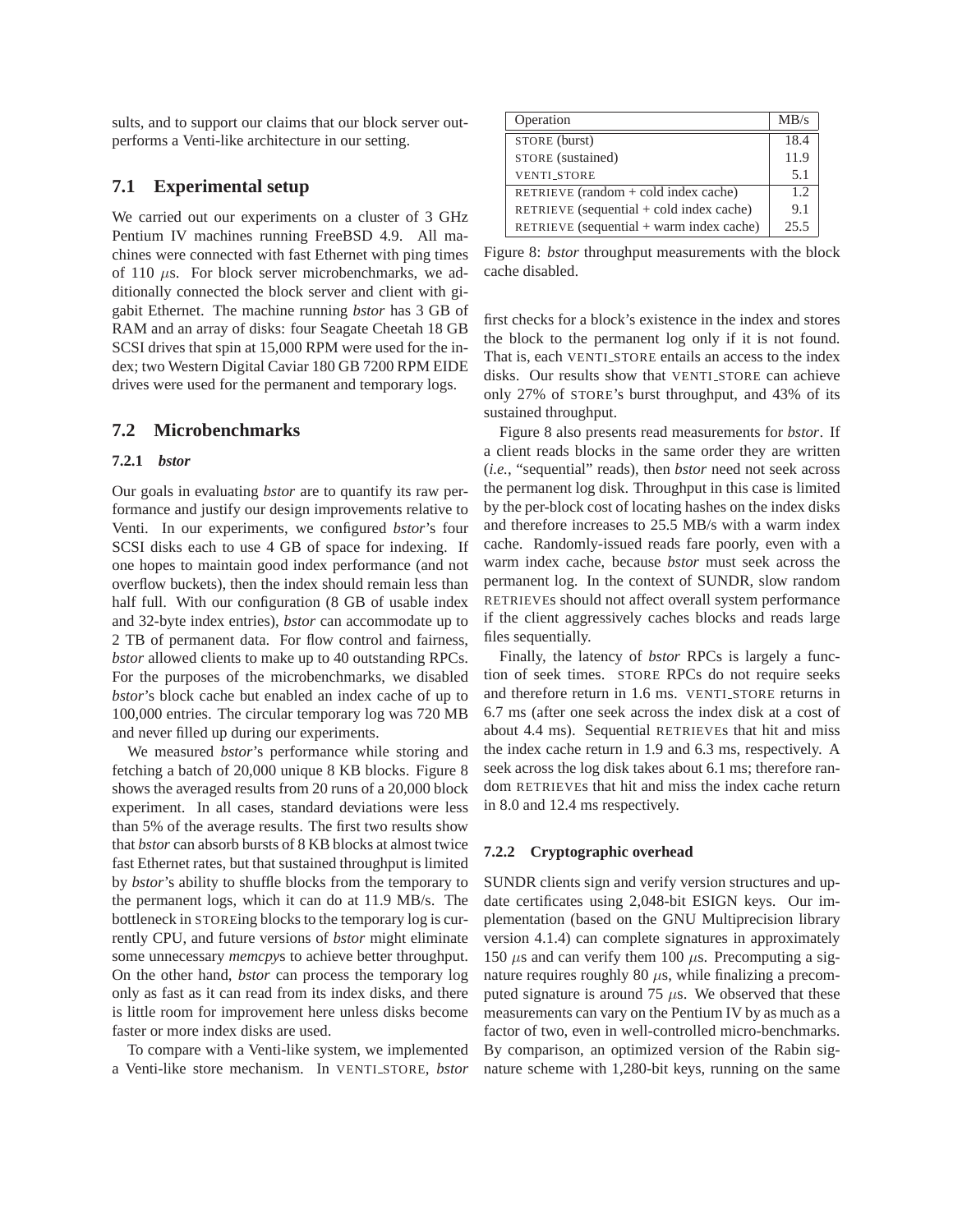sults, and to support our claims that our block server outperforms a Venti-like architecture in our setting.

## 7.1 Experimental setup

We carried out our experiments on a cluster of 3 GHz Pentium IV machines running FreeBSD 4.9. All machines were connected with fast Ethernet with ping times of 110 $\mu$s. For block server microbenchmarks, we additionally connected the block server and client with gigabit Ethernet. The machine running *bstor* has 3 GB of RAM and an array of disks: four Seagate Cheetah 18 GB SCSI drives that spin at 15,000 RPM were used for the index; two Western Digital Caviar 180 GB 7200 RPM EIDE drives were used for the permanent and temporary logs.

## 7.2 Microbenchmarks

### 7.2.1 *bstor*

Our goals in evaluating *bstor* are to quantify its raw performance and justify our design improvements relative to Venti. In our experiments, we configured *bstor*'s four SCSI disks each to use 4 GB of space for indexing. If one hopes to maintain good index performance (and not overflow buckets), then the index should remain less than half full. With our configuration (8 GB of usable index and 32-byte index entries), *bstor* can accommodate up to 2 TB of permanent data. For flow control and fairness, *bstor* allowed clients to make up to 40 outstanding RPCs. For the purposes of the microbenchmarks, we disabled *bstor*'s block cache but enabled an index cache of up to 100,000 entries. The circular temporary log was 720 MB and never filled up during our experiments.

We measured *bstor*'s performance while storing and fetching a batch of 20,000 unique 8 KB blocks. Figure 8 shows the averaged results from 20 runs of a 20,000 block experiment. In all cases, standard deviations were less than 5% of the average results. The first two results show that *bstor* can absorb bursts of 8 KB blocks at almost twice fast Ethernet rates, but that sustained throughput is limited by *bstor*'s ability to shuffle blocks from the temporary to the permanent logs, which it can do at 11.9 MB/s. The bottleneck in STOREing blocks to the temporary log is currently CPU, and future versions of *bstor* might eliminate some unnecessary *memcpy*s to achieve better throughput. On the other hand, *bstor* can process the temporary log only as fast as it can read from its index disks, and there is little room for improvement here unless disks become faster or more index disks are used.

To compare with a Venti-like system, we implemented a Venti-like store mechanism. In VENTI_STORE, *bstor* first checks for a block's existence in the index and stores the block to the permanent log only if it is not found. That is, each VENTI_STORE entails an access to the index disks. Our results show that VENTI_STORE can achieve only 27% of STORE's burst throughput, and 43% of its sustained throughput.

| Operation | MB/s |
|---|---|
| STORE (burst) | 18.4 |
| STORE (sustained) | 11.9 |
| VENTI_STORE | 5.1 |
| RETRIEVE (random + cold index cache) | 1.2 |
| RETRIEVE (sequential + cold index cache) | 9.1 |
| RETRIEVE (sequential + warm index cache) | 25.5 |

Figure 8: *bstor* throughput measurements with the block cache disabled.

Figure 8 also presents read measurements for *bstor*. If a client reads blocks in the same order they are written (*i.e.*, "sequential" reads), then *bstor* need not seek across the permanent log disk. Throughput in this case is limited by the per-block cost of locating hashes on the index disks and therefore increases to 25.5 MB/s with a warm index cache. Randomly-issued reads fare poorly, even with a warm index cache, because *bstor* must seek across the permanent log. In the context of SUNDR, slow random RETRIEVEs should not affect overall system performance if the client aggressively caches blocks and reads large files sequentially.

Finally, the latency of *bstor* RPCs is largely a function of seek times. STORE RPCs do not require seeks and therefore return in 1.6 ms. VENTI_STORE returns in 6.7 ms (after one seek across the index disk at a cost of about 4.4 ms). Sequential RETRIEVEs that hit and miss the index cache return in 1.9 and 6.3 ms, respectively. A seek across the log disk takes about 6.1 ms; therefore random RETRIEVEs that hit and miss the index cache return in 8.0 and 12.4 ms respectively.

### 7.2.2 Cryptographic overhead

SUNDR clients sign and verify version structures and update certificates using 2,048-bit ESIGN keys. Our implementation (based on the GNU Multiprecision library version 4.1.4) can complete signatures in approximately 150 $\mu$s and can verify them 100 $\mu$s. Precomputing a signature requires roughly 80 $\mu$s, while finalizing a precomputed signature is around 75 $\mu$s. We observed that these measurements can vary on the Pentium IV by as much as a factor of two, even in well-controlled micro-benchmarks. By comparison, an optimized version of the Rabin signature scheme with 1,280-bit keys, running on the same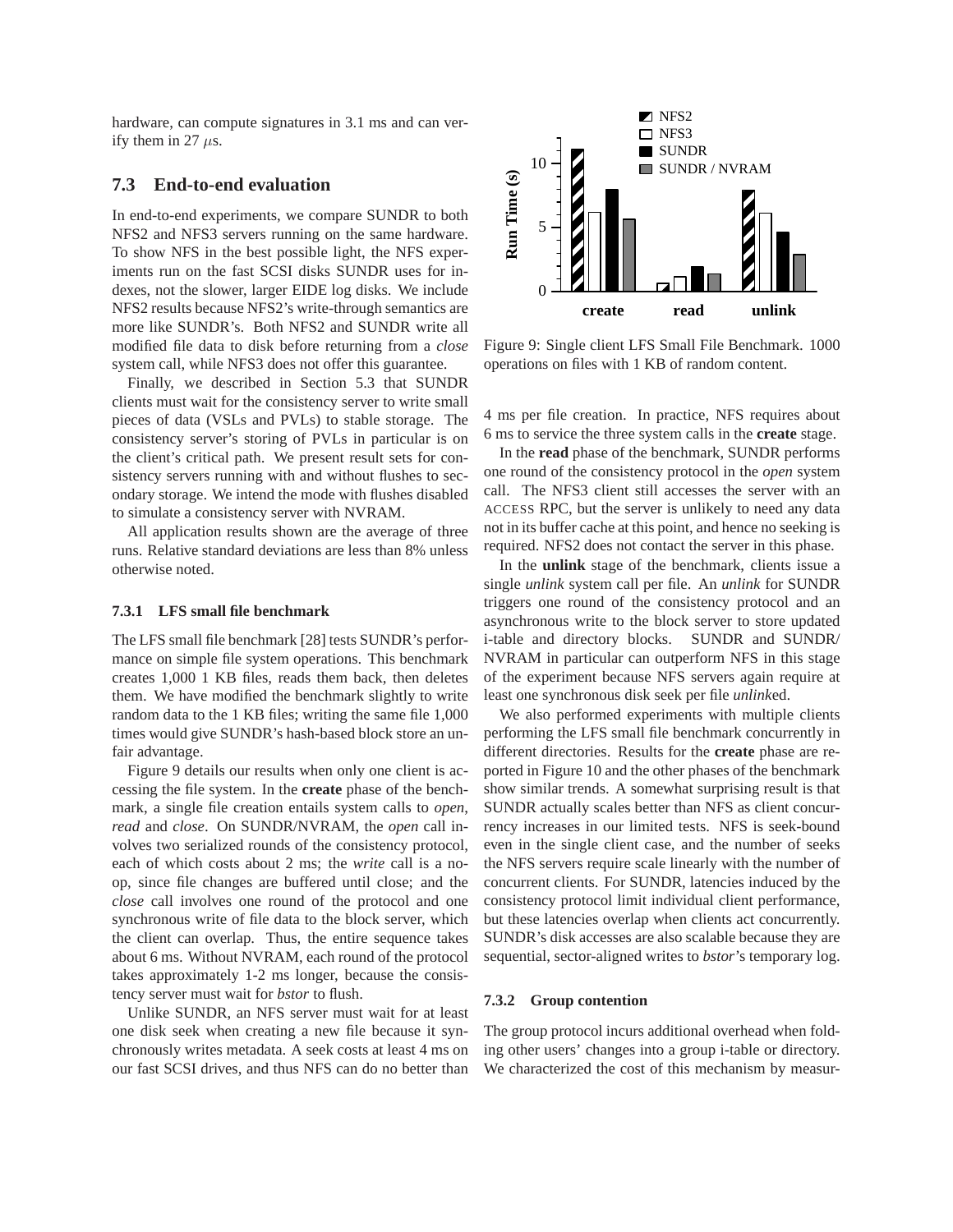hardware, can compute signatures in 3.1 ms and can verify them in 27 $\mu$s.

## 7.3 End-to-end evaluation

In end-to-end experiments, we compare SUNDR to both NFS2 and NFS3 servers running on the same hardware. To show NFS in the best possible light, the NFS experiments run on the fast SCSI disks SUNDR uses for indexes, not the slower, larger EIDE log disks. We include NFS2 results because NFS2's write-through semantics are more like SUNDR's. Both NFS2 and SUNDR write all modified file data to disk before returning from a *close* system call, while NFS3 does not offer this guarantee.

Finally, we described in Section 5.3 that SUNDR clients must wait for the consistency server to write small pieces of data (VSLs and PVLs) to stable storage. The consistency server's storing of PVLs in particular is on the client's critical path. We present result sets for consistency servers running with and without flushes to secondary storage. We intend the mode with flushes disabled to simulate a consistency server with NVRAM.

All application results shown are the average of three runs. Relative standard deviations are less than 8% unless otherwise noted.

### 7.3.1 LFS small file benchmark

The LFS small file benchmark [28] tests SUNDR's performance on simple file system operations. This benchmark creates 1,000 1 KB files, reads them back, then deletes them. We have modified the benchmark slightly to write random data to the 1 KB files; writing the same file 1,000 times would give SUNDR's hash-based block store an unfair advantage.

Figure 9 details our results when only one client is accessing the file system. In the **create** phase of the benchmark, a single file creation entails system calls to *open*, *read* and *close*. On SUNDR/NVRAM, the *open* call involves two serialized rounds of the consistency protocol, each of which costs about 2 ms; the *write* call is a no-op, since file changes are buffered until close; and the *close* call involves one round of the protocol and one synchronous write of file data to the block server, which the client can overlap. Thus, the entire sequence takes about 6 ms. Without NVRAM, each round of the protocol takes approximately 1-2 ms longer, because the consistency server must wait for *bstor* to flush.

Unlike SUNDR, an NFS server must wait for at least one disk seek when creating a new file because it synchronously writes metadata. A seek costs at least 4 ms on our fast SCSI drives, and thus NFS can do no better than 4 ms per file creation. In practice, NFS requires about 6 ms to service the three system calls in the **create** stage.

Figure 9: Single client LFS Small File Benchmark. 1000 operations on files with 1 KB of random content.

In the **read** phase of the benchmark, SUNDR performs one round of the consistency protocol in the *open* system call. The NFS3 client still accesses the server with an ACCESS RPC, but the server is unlikely to need any data not in its buffer cache at this point, and hence no seeking is required. NFS2 does not contact the server in this phase.

In the **unlink** stage of the benchmark, clients issue a single *unlink* system call per file. An *unlink* for SUNDR triggers one round of the consistency protocol and an asynchronous write to the block server to store updated i-table and directory blocks. SUNDR and SUNDR/NVRAM in particular can outperform NFS in this stage of the experiment because NFS servers again require at least one synchronous disk seek per file *unlink*ed.

We also performed experiments with multiple clients performing the LFS small file benchmark concurrently in different directories. Results for the **create** phase are reported in Figure 10 and the other phases of the benchmark show similar trends. A somewhat surprising result is that SUNDR actually scales better than NFS as client concurrency increases in our limited tests. NFS is seek-bound even in the single client case, and the number of seeks the NFS servers require scale linearly with the number of concurrent clients. For SUNDR, latencies induced by the consistency protocol limit individual client performance, but these latencies overlap when clients act concurrently. SUNDR's disk accesses are also scalable because they are sequential, sector-aligned writes to *bstor*'s temporary log.

### 7.3.2 Group contention

The group protocol incurs additional overhead when folding other users' changes into a group i-table or directory. We characterized the cost of this mechanism by measur-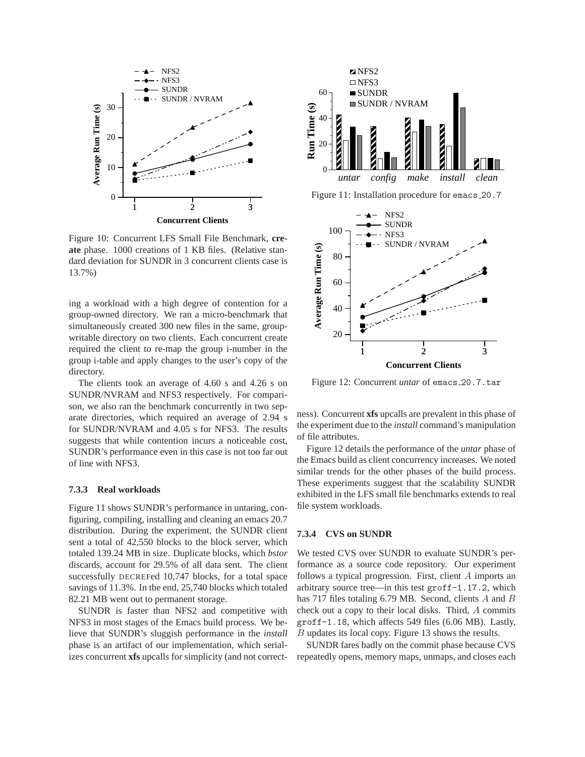Figure 10: Concurrent LFS Small File Benchmark, **create** phase. 1000 creations of 1 KB files. (Relative standard deviation for SUNDR in 3 concurrent clients case is 13.7%)

ing a workload with a high degree of contention for a group-owned directory. We ran a micro-benchmark that simultaneously created 300 new files in the same, group-writable directory on two clients. Each concurrent create required the client to re-map the group i-number in the group i-table and apply changes to the user's copy of the directory.

The clients took an average of 4.60 s and 4.26 s on SUNDR/NVRAM and NFS3 respectively. For comparison, we also ran the benchmark concurrently in two separate directories, which required an average of 2.94 s for SUNDR/NVRAM and 4.05 s for NFS3. The results suggests that while contention incurs a noticeable cost, SUNDR's performance even in this case is not too far out of line with NFS3.

#### 7.3.3 Real workloads

Figure 11 shows SUNDR's performance in untaring, configuring, compiling, installing and cleaning an emacs 20.7 distribution. During the experiment, the SUNDR client sent a total of 42,550 blocks to the block server, which totaled 139.24 MB in size. Duplicate blocks, which *bstor* discards, account for 29.5% of all data sent. The client successfully DECREFed 10,747 blocks, for a total space savings of 11.3%. In the end, 25,740 blocks which totaled 82.21 MB went out to permanent storage.

SUNDR is faster than NFS2 and competitive with NFS3 in most stages of the Emacs build process. We believe that SUNDR's sluggish performance in the *install* phase is an artifact of our implementation, which serializes concurrent **xfs** upcalls for simplicity (and not correctness). Concurrent **xfs** upcalls are prevalent in this phase of the experiment due to the *install* command's manipulation of file attributes.

Figure 11: Installation procedure for `emacs_20.7`

Figure 12: Concurrent *untar* of `emacs_20.7.tar`

Figure 12 details the performance of the *untar* phase of the Emacs build as client concurrency increases. We noted similar trends for the other phases of the build process. These experiments suggest that the scalability SUNDR exhibited in the LFS small file benchmarks extends to real file system workloads.

#### 7.3.4 CVS on SUNDR

We tested CVS over SUNDR to evaluate SUNDR's performance as a source code repository. Our experiment follows a typical progression. First, client $A$ imports an arbitrary source tree—in this test `groff-1.17.2`, which has 717 files totaling 6.79 MB. Second, clients $A$ and $B$ check out a copy to their local disks. Third, $A$ commits `groff-1.18`, which affects 549 files (6.06 MB). Lastly, $B$ updates its local copy. Figure 13 shows the results.

SUNDR fares badly on the commit phase because CVS repeatedly opens, memory maps, unmaps, and closes each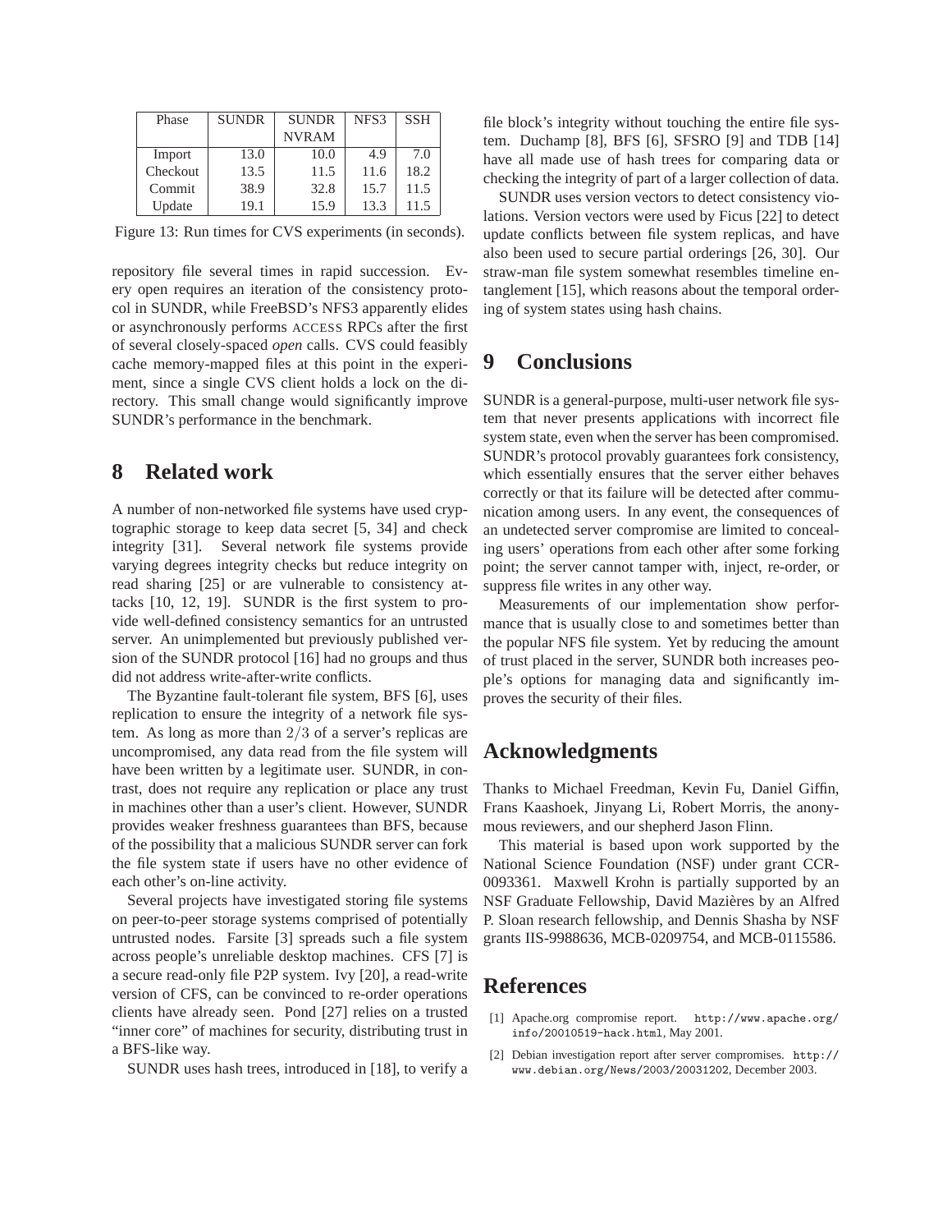| Phase | SUNDR | SUNDR NVRAM | NFS3 | SSH |
|---|---|---|---|---|
| Import | 13.0 | 10.0 | 4.9 | 7.0 |
| Checkout | 13.5 | 11.5 | 11.6 | 18.2 |
| Commit | 38.9 | 32.8 | 15.7 | 11.5 |
| Update | 19.1 | 15.9 | 13.3 | 11.5 |

Figure 13: Run times for CVS experiments (in seconds).

repository file several times in rapid succession. Every open requires an iteration of the consistency protocol in SUNDR, while FreeBSD's NFS3 apparently elides or asynchronously performs ACCESS RPCs after the first of several closely-spaced *open* calls. CVS could feasibly cache memory-mapped files at this point in the experiment, since a single CVS client holds a lock on the directory. This small change would significantly improve SUNDR's performance in the benchmark.

## 8 Related work

A number of non-networked file systems have used cryptographic storage to keep data secret [5, 34] and check integrity [31]. Several network file systems provide varying degrees integrity checks but reduce integrity on read sharing [25] or are vulnerable to consistency attacks [10, 12, 19]. SUNDR is the first system to provide well-defined consistency semantics for an untrusted server. An unimplemented but previously published version of the SUNDR protocol [16] had no groups and thus did not address write-after-write conflicts.

The Byzantine fault-tolerant file system, BFS [6], uses replication to ensure the integrity of a network file system. As long as more than $2/3$ of a server's replicas are uncompromised, any data read from the file system will have been written by a legitimate user. SUNDR, in contrast, does not require any replication or place any trust in machines other than a user's client. However, SUNDR provides weaker freshness guarantees than BFS, because of the possibility that a malicious SUNDR server can fork the file system state if users have no other evidence of each other's on-line activity.

Several projects have investigated storing file systems on peer-to-peer storage systems comprised of potentially untrusted nodes. Farsite [3] spreads such a file system across people's unreliable desktop machines. CFS [7] is a secure read-only file P2P system. Ivy [20], a read-write version of CFS, can be convinced to re-order operations clients have already seen. Pond [27] relies on a trusted "inner core" of machines for security, distributing trust in a BFS-like way.

SUNDR uses hash trees, introduced in [18], to verify a file block's integrity without touching the entire file system. Duchamp [8], BFS [6], SFSRO [9] and TDB [14] have all made use of hash trees for comparing data or checking the integrity of part of a larger collection of data.

SUNDR uses version vectors to detect consistency violations. Version vectors were used by Ficus [22] to detect update conflicts between file system replicas, and have also been used to secure partial orderings [26, 30]. Our straw-man file system somewhat resembles timeline entanglement [15], which reasons about the temporal ordering of system states using hash chains.

## 9 Conclusions

SUNDR is a general-purpose, multi-user network file system that never presents applications with incorrect file system state, even when the server has been compromised. SUNDR's protocol provably guarantees fork consistency, which essentially ensures that the server either behaves correctly or that its failure will be detected after communication among users. In any event, the consequences of an undetected server compromise are limited to concealing users' operations from each other after some forking point; the server cannot tamper with, inject, re-order, or suppress file writes in any other way.

Measurements of our implementation show performance that is usually close to and sometimes better than the popular NFS file system. Yet by reducing the amount of trust placed in the server, SUNDR both increases people's options for managing data and significantly improves the security of their files.

## Acknowledgments

Thanks to Michael Freedman, Kevin Fu, Daniel Giffin, Frans Kaashoek, Jinyang Li, Robert Morris, the anonymous reviewers, and our shepherd Jason Flinn.

This material is based upon work supported by the National Science Foundation (NSF) under grant CCR-0093361. Maxwell Krohn is partially supported by an NSF Graduate Fellowship, David Mazières by an Alfred P. Sloan research fellowship, and Dennis Shasha by NSF grants IIS-9988636, MCB-0209754, and MCB-0115586.

## References

[1] Apache.org compromise report. http://www.apache.org/info/20010519-hack.html, May 2001.

[2] Debian investigation report after server compromises. http://www.debian.org/News/2003/20031202, December 2003.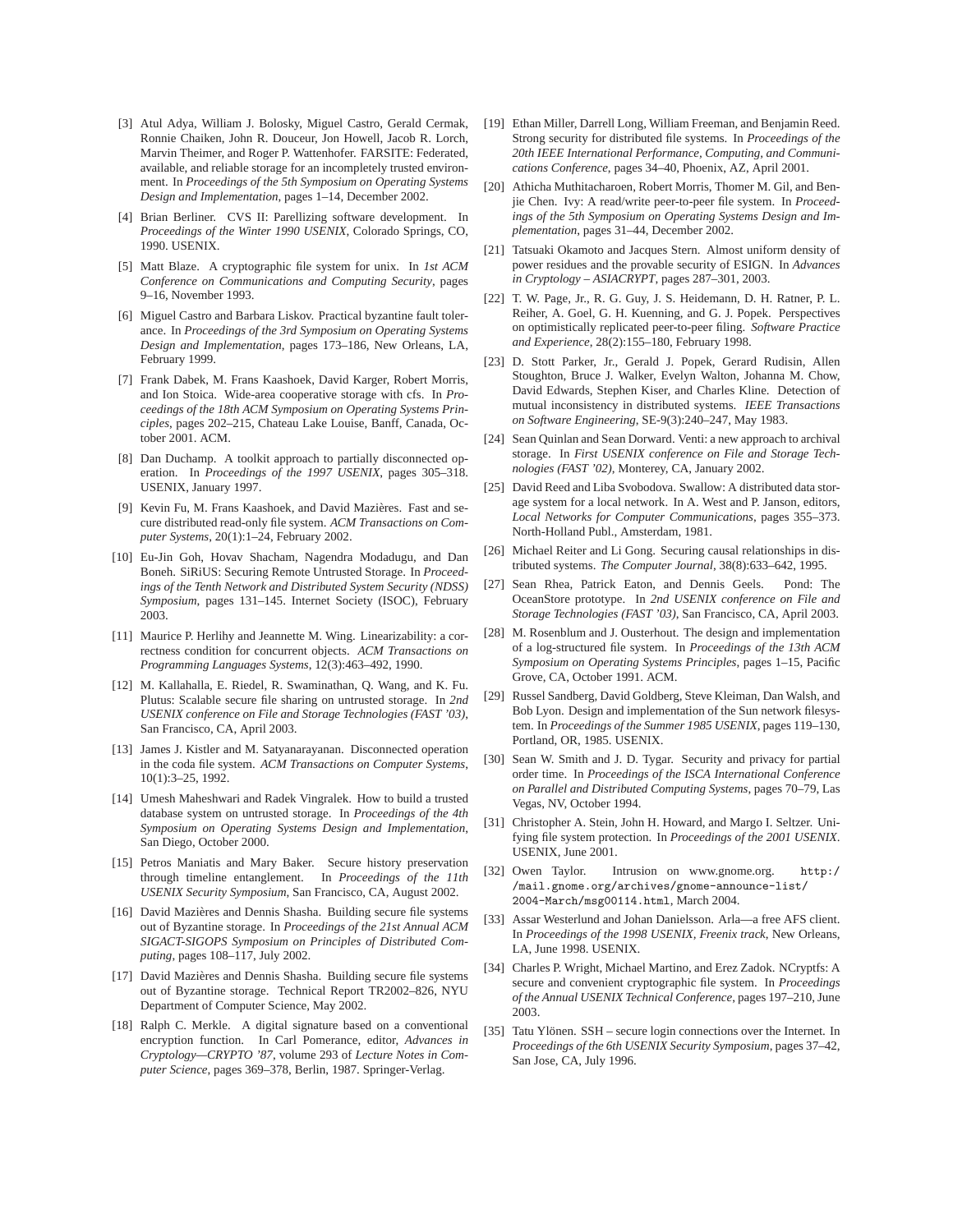[3] Atul Adya, William J. Bolosky, Miguel Castro, Gerald Cermak, Ronnie Chaiken, John R. Douceur, Jon Howell, Jacob R. Lorch, Marvin Theimer, and Roger P. Wattenhofer. FARSITE: Federated, available, and reliable storage for an incompletely trusted environment. In *Proceedings of the 5th Symposium on Operating Systems Design and Implementation*, pages 1–14, December 2002.

[4] Brian Berliner. CVS II: Parellizing software development. In *Proceedings of the Winter 1990 USENIX*, Colorado Springs, CO, 1990. USENIX.

[5] Matt Blaze. A cryptographic file system for unix. In *1st ACM Conference on Communications and Computing Security*, pages 9–16, November 1993.

[6] Miguel Castro and Barbara Liskov. Practical byzantine fault tolerance. In *Proceedings of the 3rd Symposium on Operating Systems Design and Implementation*, pages 173–186, New Orleans, LA, February 1999.

[7] Frank Dabek, M. Frans Kaashoek, David Karger, Robert Morris, and Ion Stoica. Wide-area cooperative storage with cfs. In *Proceedings of the 18th ACM Symposium on Operating Systems Principles*, pages 202–215, Chateau Lake Louise, Banff, Canada, October 2001. ACM.

[8] Dan Duchamp. A toolkit approach to partially disconnected operation. In *Proceedings of the 1997 USENIX*, pages 305–318. USENIX, January 1997.

[9] Kevin Fu, M. Frans Kaashoek, and David Mazières. Fast and secure distributed read-only file system. *ACM Transactions on Computer Systems*, 20(1):1–24, February 2002.

[10] Eu-Jin Goh, Hovav Shacham, Nagendra Modadugu, and Dan Boneh. SiRiUS: Securing Remote Untrusted Storage. In *Proceedings of the Tenth Network and Distributed System Security (NDSS) Symposium*, pages 131–145. Internet Society (ISOC), February 2003.

[11] Maurice P. Herlihy and Jeannette M. Wing. Linearizability: a correctness condition for concurrent objects. *ACM Transactions on Programming Languages Systems*, 12(3):463–492, 1990.

[12] M. Kallahalla, E. Riedel, R. Swaminathan, Q. Wang, and K. Fu. Plutus: Scalable secure file sharing on untrusted storage. In *2nd USENIX conference on File and Storage Technologies (FAST '03)*, San Francisco, CA, April 2003.

[13] James J. Kistler and M. Satyanarayanan. Disconnected operation in the coda file system. *ACM Transactions on Computer Systems*, 10(1):3–25, 1992.

[14] Umesh Maheshwari and Radek Vingralek. How to build a trusted database system on untrusted storage. In *Proceedings of the 4th Symposium on Operating Systems Design and Implementation*, San Diego, October 2000.

[15] Petros Maniatis and Mary Baker. Secure history preservation through timeline entanglement. In *Proceedings of the 11th USENIX Security Symposium*, San Francisco, CA, August 2002.

[16] David Mazières and Dennis Shasha. Building secure file systems out of Byzantine storage. In *Proceedings of the 21st Annual ACM SIGACT-SIGOPS Symposium on Principles of Distributed Computing*, pages 108–117, July 2002.

[17] David Mazières and Dennis Shasha. Building secure file systems out of Byzantine storage. Technical Report TR2002–826, NYU Department of Computer Science, May 2002.

[18] Ralph C. Merkle. A digital signature based on a conventional encryption function. In Carl Pomerance, editor, *Advances in Cryptology—CRYPTO '87*, volume 293 of *Lecture Notes in Computer Science*, pages 369–378, Berlin, 1987. Springer-Verlag.

[19] Ethan Miller, Darrell Long, William Freeman, and Benjamin Reed. Strong security for distributed file systems. In *Proceedings of the 20th IEEE International Performance, Computing, and Communications Conference*, pages 34–40, Phoenix, AZ, April 2001.

[20] Athicha Muthitacharoen, Robert Morris, Thomer M. Gil, and Benjie Chen. Ivy: A read/write peer-to-peer file system. In *Proceedings of the 5th Symposium on Operating Systems Design and Implementation*, pages 31–44, December 2002.

[21] Tatsuaki Okamoto and Jacques Stern. Almost uniform density of power residues and the provable security of ESIGN. In *Advances in Cryptology – ASIACRYPT*, pages 287–301, 2003.

[22] T. W. Page, Jr., R. G. Guy, J. S. Heidemann, D. H. Ratner, P. L. Reiher, A. Goel, G. H. Kuenning, and G. J. Popek. Perspectives on optimistically replicated peer-to-peer filing. *Software Practice and Experience*, 28(2):155–180, February 1998.

[23] D. Stott Parker, Jr., Gerald J. Popek, Gerard Rudisin, Allen Stoughton, Bruce J. Walker, Evelyn Walton, Johanna M. Chow, David Edwards, Stephen Kiser, and Charles Kline. Detection of mutual inconsistency in distributed systems. *IEEE Transactions on Software Engineering*, SE-9(3):240–247, May 1983.

[24] Sean Quinlan and Sean Dorward. Venti: a new approach to archival storage. In *First USENIX conference on File and Storage Technologies (FAST '02)*, Monterey, CA, January 2002.

[25] David Reed and Liba Svobodova. Swallow: A distributed data storage system for a local network. In A. West and P. Janson, editors, *Local Networks for Computer Communications*, pages 355–373. North-Holland Publ., Amsterdam, 1981.

[26] Michael Reiter and Li Gong. Securing causal relationships in distributed systems. *The Computer Journal*, 38(8):633–642, 1995.

[27] Sean Rhea, Patrick Eaton, and Dennis Geels. Pond: The OceanStore prototype. In *2nd USENIX conference on File and Storage Technologies (FAST '03)*, San Francisco, CA, April 2003.

[28] M. Rosenblum and J. Ousterhout. The design and implementation of a log-structured file system. In *Proceedings of the 13th ACM Symposium on Operating Systems Principles*, pages 1–15, Pacific Grove, CA, October 1991. ACM.

[29] Russel Sandberg, David Goldberg, Steve Kleiman, Dan Walsh, and Bob Lyon. Design and implementation of the Sun network filesystem. In *Proceedings of the Summer 1985 USENIX*, pages 119–130, Portland, OR, 1985. USENIX.

[30] Sean W. Smith and J. D. Tygar. Security and privacy for partial order time. In *Proceedings of the ISCA International Conference on Parallel and Distributed Computing Systems*, pages 70–79, Las Vegas, NV, October 1994.

[31] Christopher A. Stein, John H. Howard, and Margo I. Seltzer. Unifying file system protection. In *Proceedings of the 2001 USENIX*. USENIX, June 2001.

[32] Owen Taylor. Intrusion on www.gnome.org. `http://mail.gnome.org/archives/gnome-announce-list/2004-March/msg00114.html`, March 2004.

[33] Assar Westerlund and Johan Danielsson. Arla—a free AFS client. In *Proceedings of the 1998 USENIX, Freenix track*, New Orleans, LA, June 1998. USENIX.

[34] Charles P. Wright, Michael Martino, and Erez Zadok. NCryptfs: A secure and convenient cryptographic file system. In *Proceedings of the Annual USENIX Technical Conference*, pages 197–210, June 2003.

[35] Tatu Ylönen. SSH – secure login connections over the Internet. In *Proceedings of the 6th USENIX Security Symposium*, pages 37–42, San Jose, CA, July 1996.